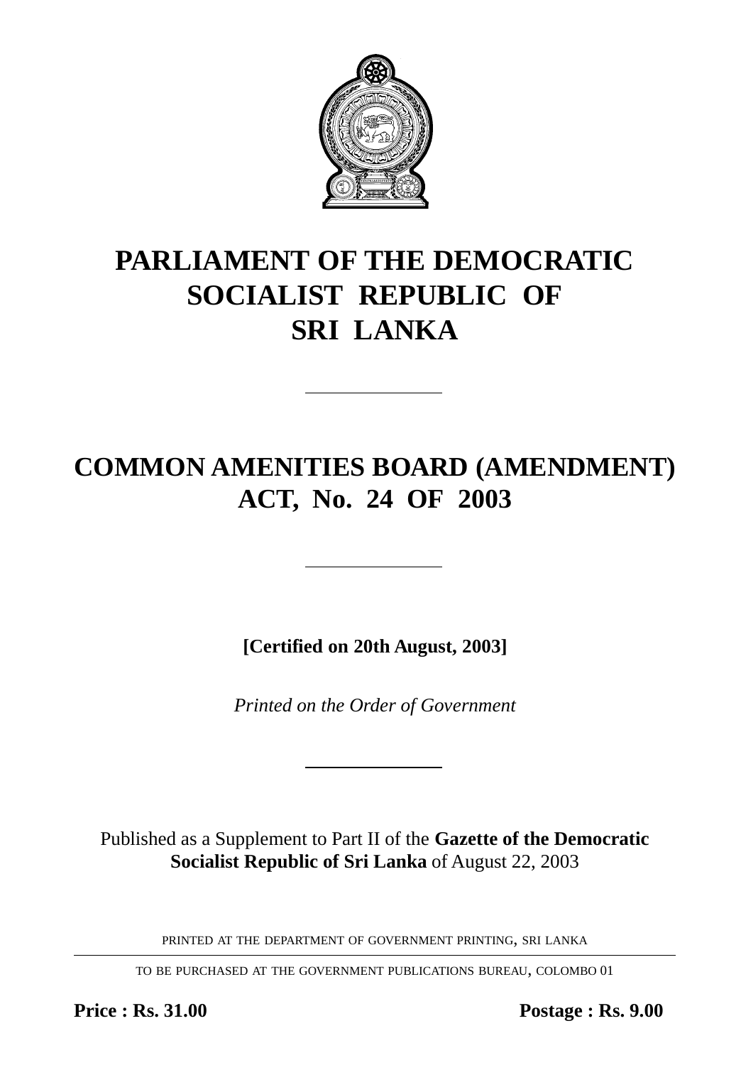# PARLIAMENT OF THE DEMOCRATIC SOCIALIST REPUBLIC OF SRI LANKA

---

# COMMON AMENITIES BOARD (AMENDMENT) ACT, No. 24 OF 2003

---

**[Certified on 20th August, 2003]**

*Printed on the Order of Government*

---

Published as a Supplement to Part II of the **Gazette of the Democratic Socialist Republic of Sri Lanka** of August 22, 2003

PRINTED AT THE DEPARTMENT OF GOVERNMENT PRINTING, SRI LANKA

TO BE PURCHASED AT THE GOVERNMENT PUBLICATIONS BUREAU, COLOMBO 01

**Price : Rs. 31.00** **Postage : Rs. 9.00**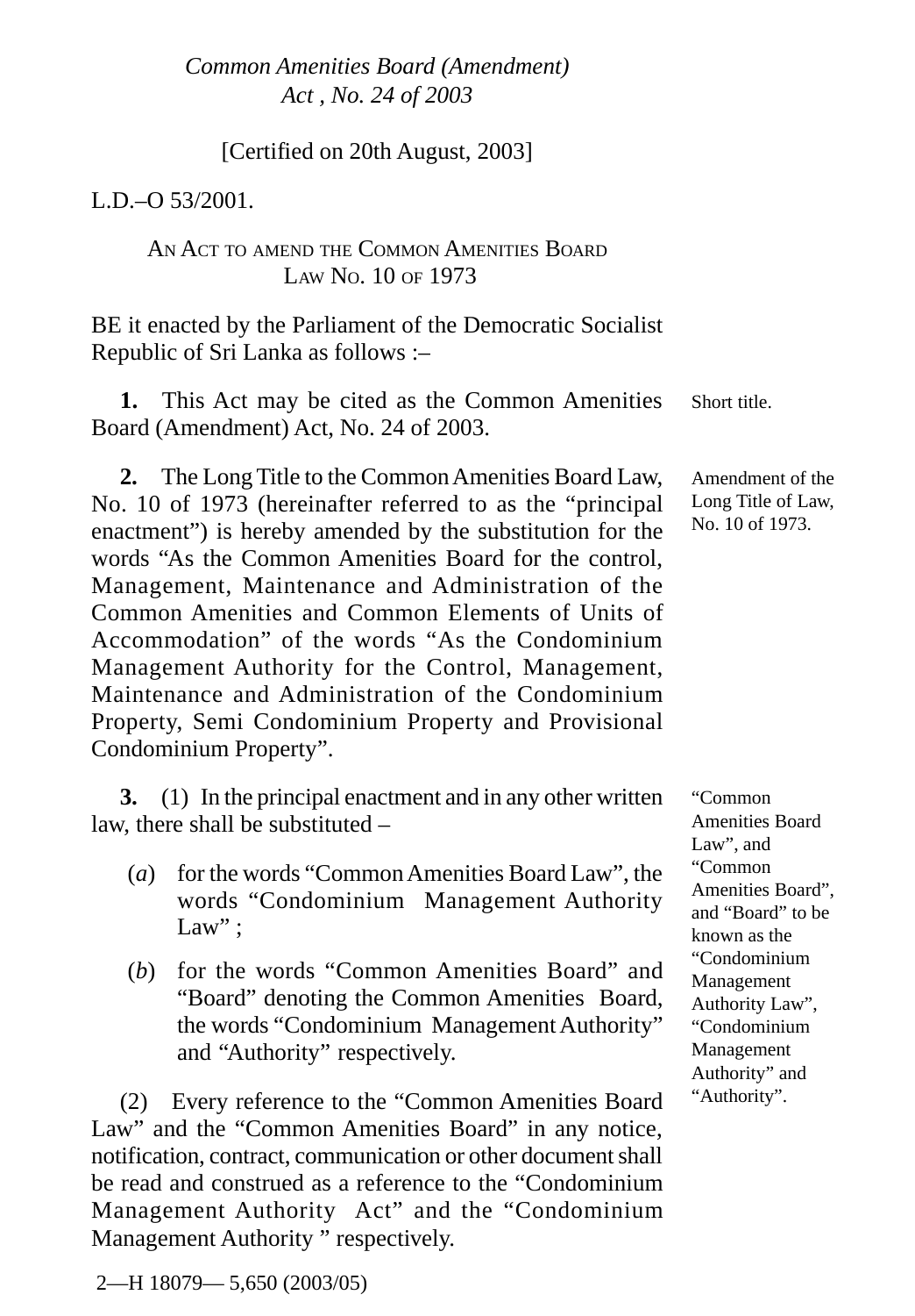*Common Amenities Board (Amendment) Act , No. 24 of 2003*

[Certified on 20th August, 2003]

L.D.–O 53/2001.

AN ACT TO AMEND THE COMMON AMENITIES BOARD LAW NO. 10 OF 1973

BE it enacted by the Parliament of the Democratic Socialist Republic of Sri Lanka as follows :–

Short title.

**1.** This Act may be cited as the Common Amenities Board (Amendment) Act, No. 24 of 2003.

Amendment of the Long Title of Law, No. 10 of 1973.

**2.** The Long Title to the Common Amenities Board Law, No. 10 of 1973 (hereinafter referred to as the "principal enactment") is hereby amended by the substitution for the words "As the Common Amenities Board for the control, Management, Maintenance and Administration of the Common Amenities and Common Elements of Units of Accommodation" of the words "As the Condominium Management Authority for the Control, Management, Maintenance and Administration of the Condominium Property, Semi Condominium Property and Provisional Condominium Property".

"Common Amenities Board Law", and "Common Amenities Board", and "Board" to be known as the "Condominium Management Authority Law", "Condominium Management Authority" and "Authority".

**3.** (1) In the principal enactment and in any other written law, there shall be substituted –

(*a*) for the words "Common Amenities Board Law", the words "Condominium Management Authority Law" ;

(*b*) for the words "Common Amenities Board" and "Board" denoting the Common Amenities Board, the words "Condominium Management Authority" and "Authority" respectively.

(2) Every reference to the "Common Amenities Board Law" and the "Common Amenities Board" in any notice, notification, contract, communication or other document shall be read and construed as a reference to the "Condominium Management Authority Act" and the "Condominium Management Authority " respectively.

2—H 18079— 5,650 (2003/05)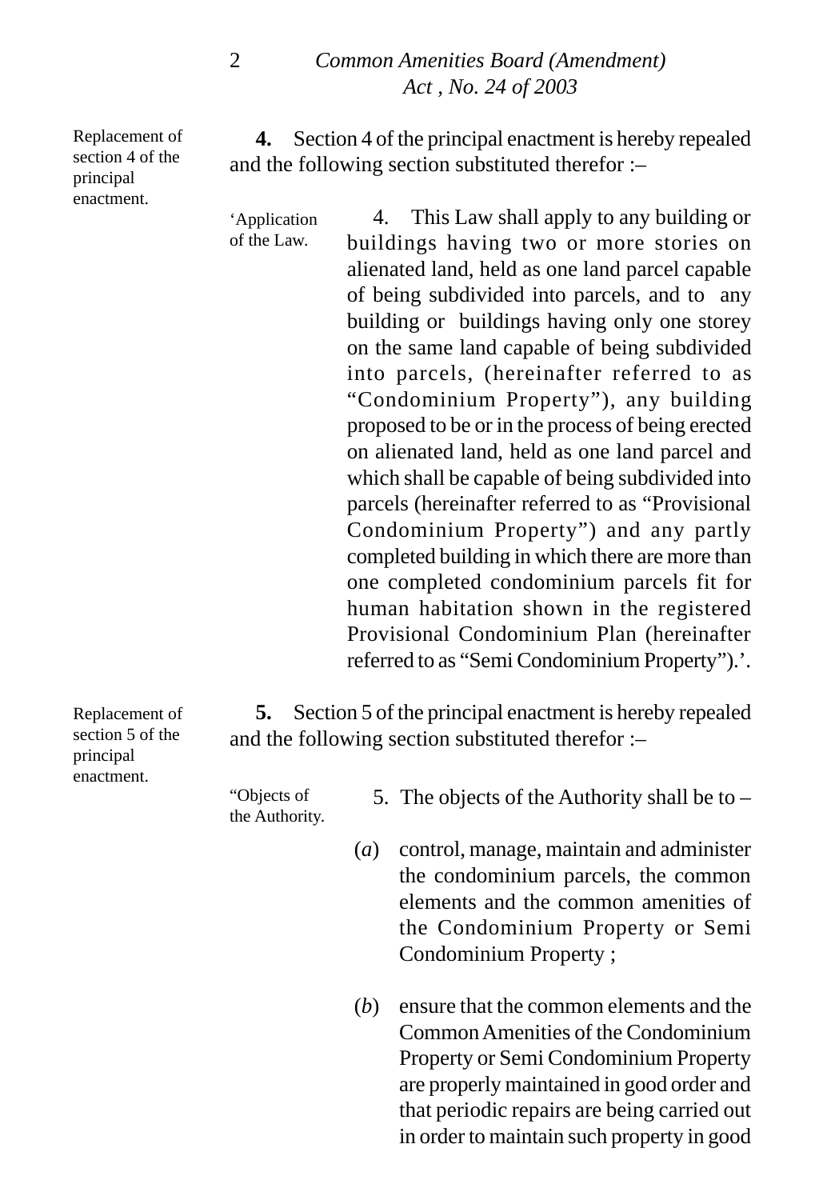Replacement of section 4 of the principal enactment.

**4.** Section 4 of the principal enactment is hereby repealed and the following section substituted therefor :–

'Application of the Law.

4. This Law shall apply to any building or buildings having two or more stories on alienated land, held as one land parcel capable of being subdivided into parcels, and to any building or buildings having only one storey on the same land capable of being subdivided into parcels, (hereinafter referred to as "Condominium Property"), any building proposed to be or in the process of being erected on alienated land, held as one land parcel and which shall be capable of being subdivided into parcels (hereinafter referred to as "Provisional Condominium Property") and any partly completed building in which there are more than one completed condominium parcels fit for human habitation shown in the registered Provisional Condominium Plan (hereinafter referred to as "Semi Condominium Property").'.

Replacement of section 5 of the principal enactment.

**5.** Section 5 of the principal enactment is hereby repealed and the following section substituted therefor :–

"Objects of the Authority.

5. The objects of the Authority shall be to –

(*a*) control, manage, maintain and administer the condominium parcels, the common elements and the common amenities of the Condominium Property or Semi Condominium Property ;

(*b*) ensure that the common elements and the Common Amenities of the Condominium Property or Semi Condominium Property are properly maintained in good order and that periodic repairs are being carried out in order to maintain such property in good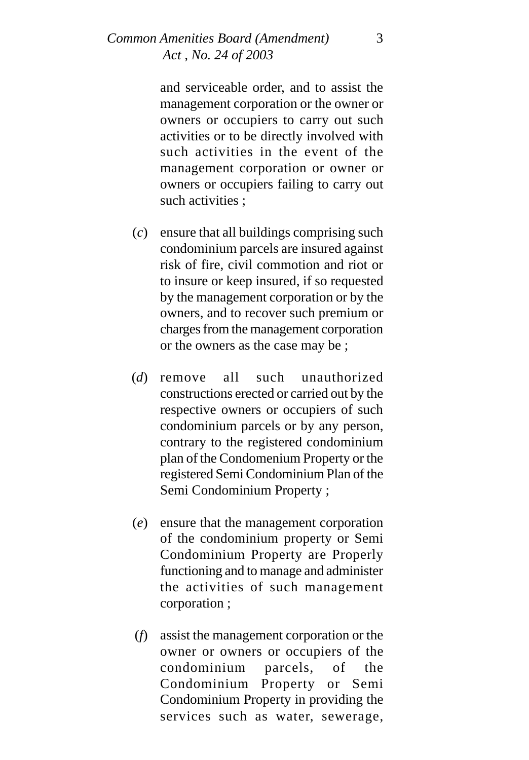and serviceable order, and to assist the management corporation or the owner or owners or occupiers to carry out such activities or to be directly involved with such activities in the event of the management corporation or owner or owners or occupiers failing to carry out such activities ;

(*c*) ensure that all buildings comprising such condominium parcels are insured against risk of fire, civil commotion and riot or to insure or keep insured, if so requested by the management corporation or by the owners, and to recover such premium or charges from the management corporation or the owners as the case may be ;

(*d*) remove all such unauthorized constructions erected or carried out by the respective owners or occupiers of such condominium parcels or by any person, contrary to the registered condominium plan of the Condomenium Property or the registered Semi Condominium Plan of the Semi Condominium Property ;

(*e*) ensure that the management corporation of the condominium property or Semi Condominium Property are Properly functioning and to manage and administer the activities of such management corporation ;

(*f*) assist the management corporation or the owner or owners or occupiers of the condominium parcels, of the Condominium Property or Semi Condominium Property in providing the services such as water, sewerage,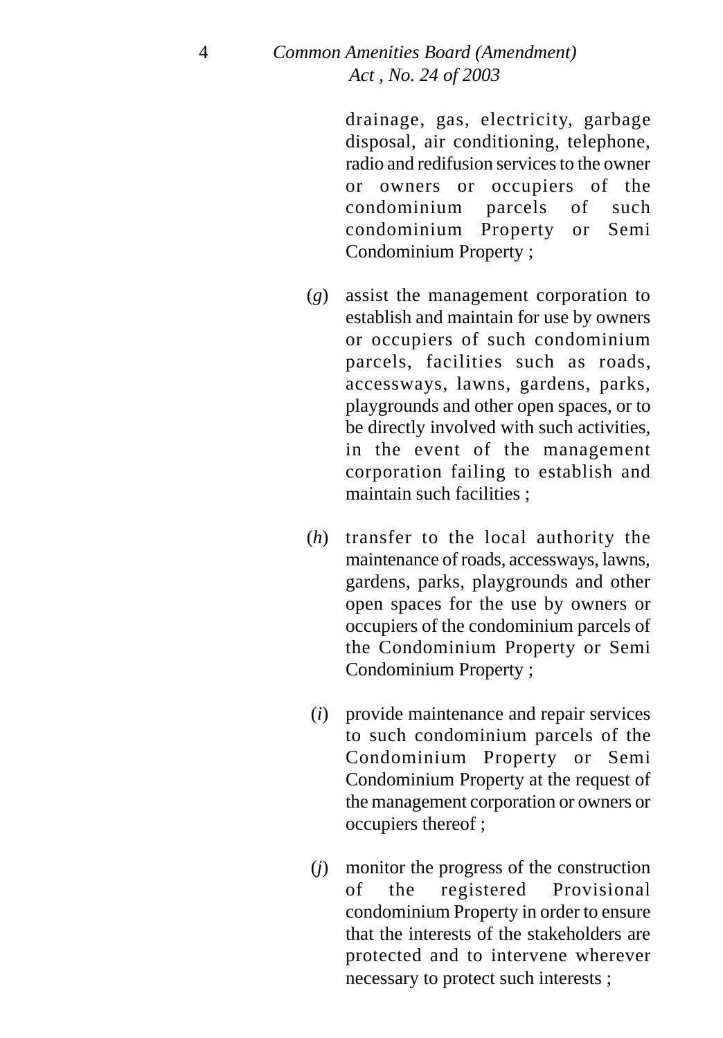drainage, gas, electricity, garbage disposal, air conditioning, telephone, radio and redifusion services to the owner or owners or occupiers of the condominium parcels of such condominium Property or Semi Condominium Property ;

(*g*) assist the management corporation to establish and maintain for use by owners or occupiers of such condominium parcels, facilities such as roads, accessways, lawns, gardens, parks, playgrounds and other open spaces, or to be directly involved with such activities, in the event of the management corporation failing to establish and maintain such facilities ;

(*h*) transfer to the local authority the maintenance of roads, accessways, lawns, gardens, parks, playgrounds and other open spaces for the use by owners or occupiers of the condominium parcels of the Condominium Property or Semi Condominium Property ;

(*i*) provide maintenance and repair services to such condominium parcels of the Condominium Property or Semi Condominium Property at the request of the management corporation or owners or occupiers thereof ;

(*j*) monitor the progress of the construction of the registered Provisional condominium Property in order to ensure that the interests of the stakeholders are protected and to intervene wherever necessary to protect such interests ;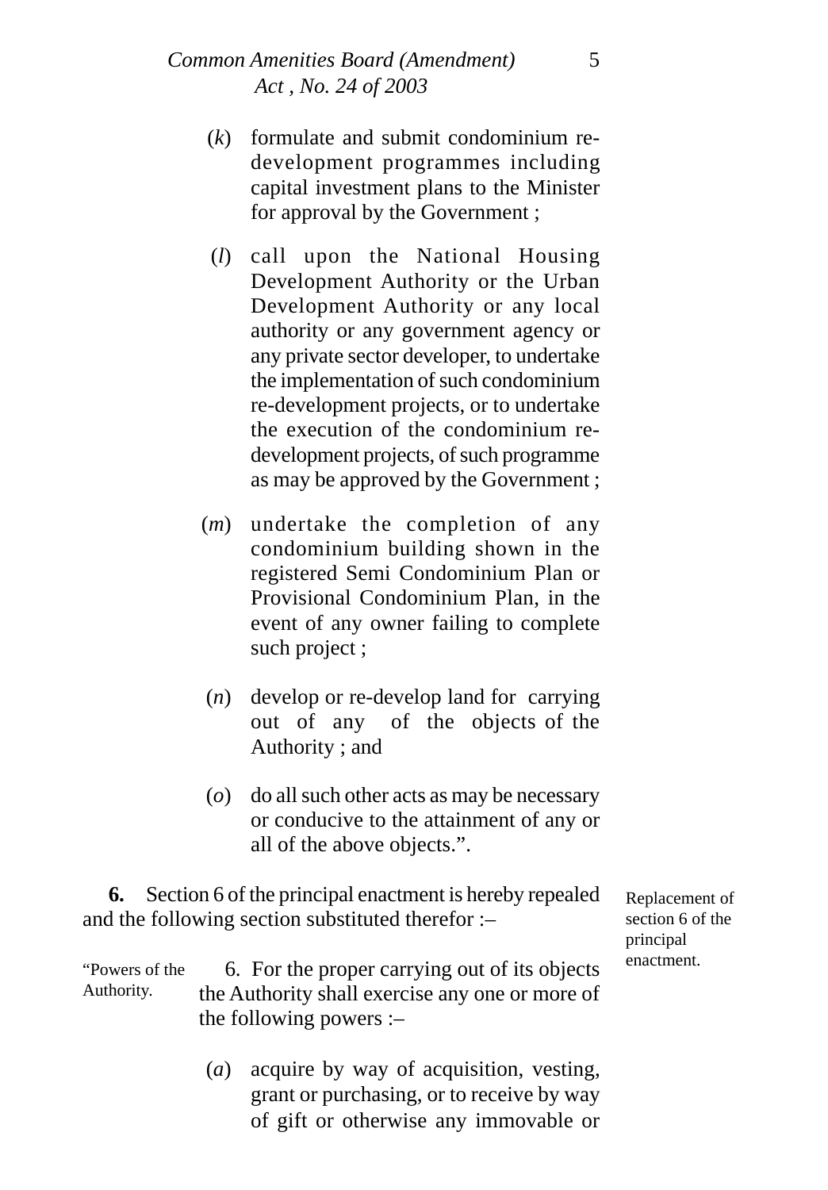(*k*) formulate and submit condominium re-development programmes including capital investment plans to the Minister for approval by the Government ;

(*l*) call upon the National Housing Development Authority or the Urban Development Authority or any local authority or any government agency or any private sector developer, to undertake the implementation of such condominium re-development projects, or to undertake the execution of the condominium re-development projects, of such programme as may be approved by the Government ;

(*m*) undertake the completion of any condominium building shown in the registered Semi Condominium Plan or Provisional Condominium Plan, in the event of any owner failing to complete such project ;

(*n*) develop or re-develop land for carrying out of any of the objects of the Authority ; and

(*o*) do all such other acts as may be necessary or conducive to the attainment of any or all of the above objects.".

Replacement of section 6 of the principal enactment.

**6.** Section 6 of the principal enactment is hereby repealed and the following section substituted therefor :–

"Powers of the Authority.

6. For the proper carrying out of its objects the Authority shall exercise any one or more of the following powers :–

(*a*) acquire by way of acquisition, vesting, grant or purchasing, or to receive by way of gift or otherwise any immovable or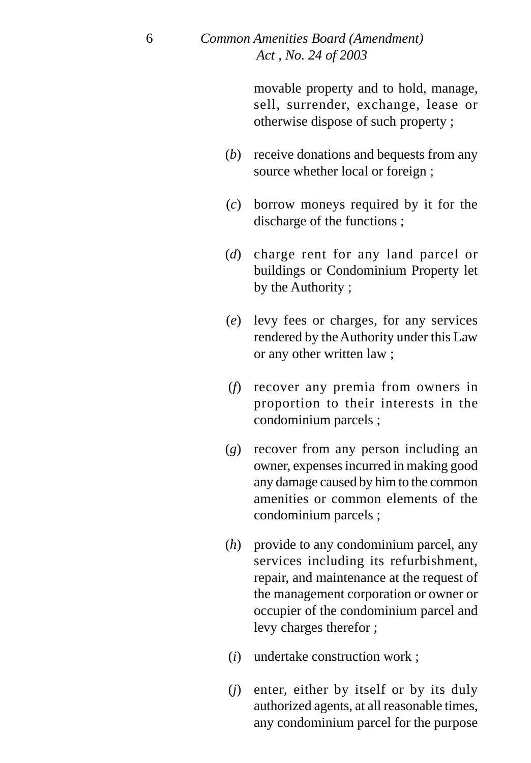movable property and to hold, manage, sell, surrender, exchange, lease or otherwise dispose of such property ;

(*b*) receive donations and bequests from any source whether local or foreign ;

(*c*) borrow moneys required by it for the discharge of the functions ;

(*d*) charge rent for any land parcel or buildings or Condominium Property let by the Authority ;

(*e*) levy fees or charges, for any services rendered by the Authority under this Law or any other written law ;

(*f*) recover any premia from owners in proportion to their interests in the condominium parcels ;

(*g*) recover from any person including an owner, expenses incurred in making good any damage caused by him to the common amenities or common elements of the condominium parcels ;

(*h*) provide to any condominium parcel, any services including its refurbishment, repair, and maintenance at the request of the management corporation or owner or occupier of the condominium parcel and levy charges therefor ;

(*i*) undertake construction work ;

(*j*) enter, either by itself or by its duly authorized agents, at all reasonable times, any condominium parcel for the purpose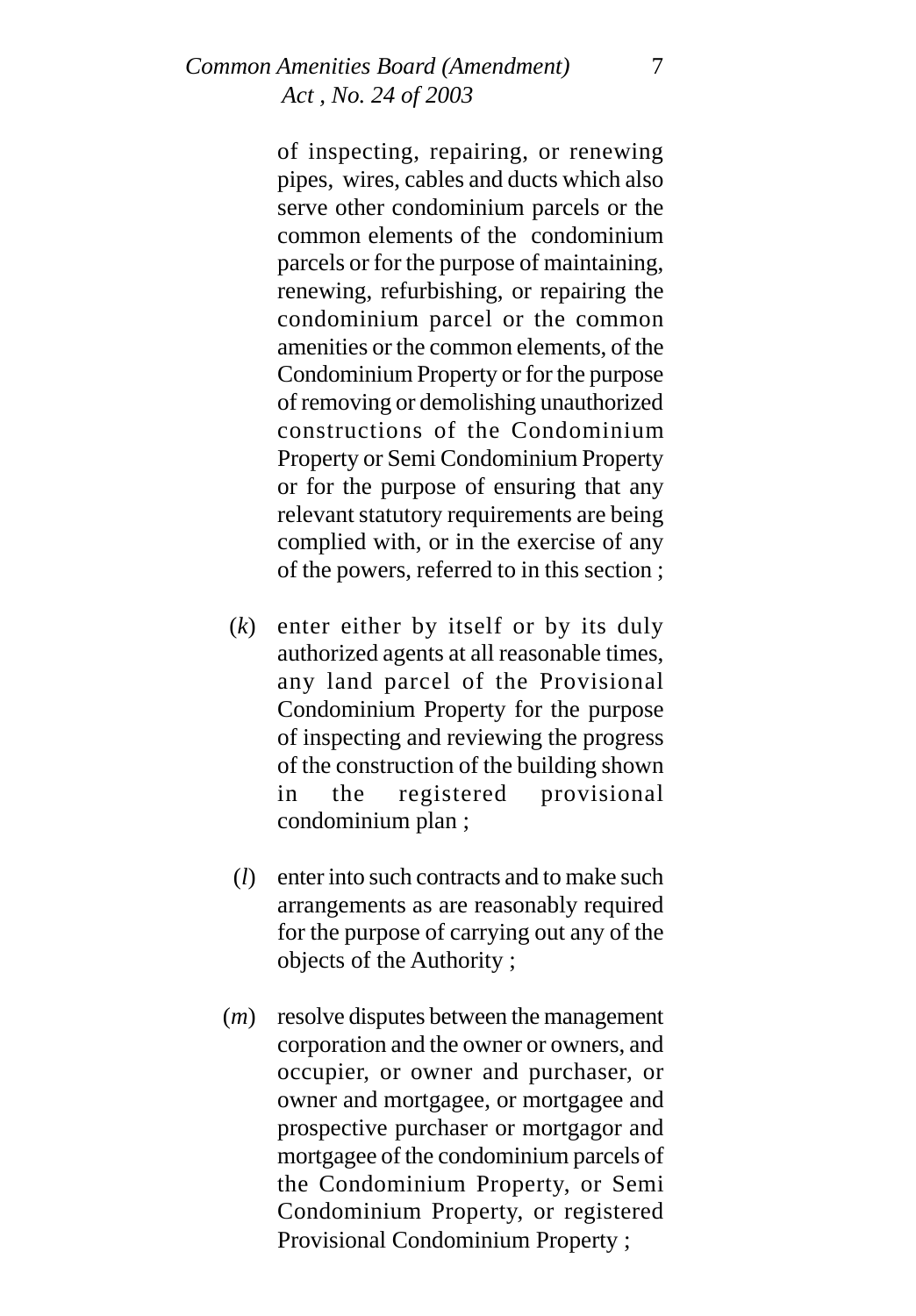of inspecting, repairing, or renewing pipes, wires, cables and ducts which also serve other condominium parcels or the common elements of the condominium parcels or for the purpose of maintaining, renewing, refurbishing, or repairing the condominium parcel or the common amenities or the common elements, of the Condominium Property or for the purpose of removing or demolishing unauthorized constructions of the Condominium Property or Semi Condominium Property or for the purpose of ensuring that any relevant statutory requirements are being complied with, or in the exercise of any of the powers, referred to in this section ;

(*k*) enter either by itself or by its duly authorized agents at all reasonable times, any land parcel of the Provisional Condominium Property for the purpose of inspecting and reviewing the progress of the construction of the building shown in the registered provisional condominium plan ;

(*l*) enter into such contracts and to make such arrangements as are reasonably required for the purpose of carrying out any of the objects of the Authority ;

(*m*) resolve disputes between the management corporation and the owner or owners, and occupier, or owner and purchaser, or owner and mortgagee, or mortgagee and prospective purchaser or mortgagor and mortgagee of the condominium parcels of the Condominium Property, or Semi Condominium Property, or registered Provisional Condominium Property ;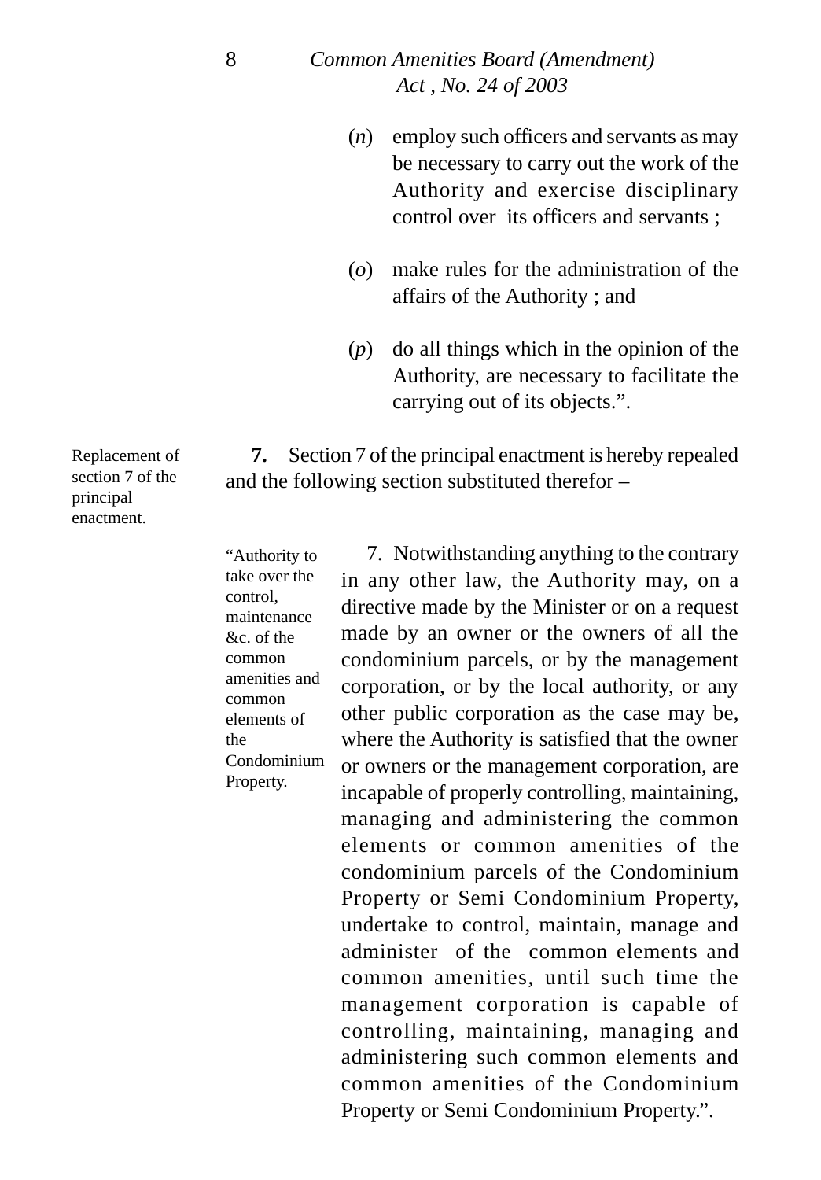(*n*) employ such officers and servants as may be necessary to carry out the work of the Authority and exercise disciplinary control over its officers and servants ;

(*o*) make rules for the administration of the affairs of the Authority ; and

(*p*) do all things which in the opinion of the Authority, are necessary to facilitate the carrying out of its objects.".

Replacement of section 7 of the principal enactment.

**7.** Section 7 of the principal enactment is hereby repealed and the following section substituted therefor –

"Authority to take over the control, maintenance &c. of the common amenities and common elements of the Condominium Property.

7. Notwithstanding anything to the contrary in any other law, the Authority may, on a directive made by the Minister or on a request made by an owner or the owners of all the condominium parcels, or by the management corporation, or by the local authority, or any other public corporation as the case may be, where the Authority is satisfied that the owner or owners or the management corporation, are incapable of properly controlling, maintaining, managing and administering the common elements or common amenities of the condominium parcels of the Condominium Property or Semi Condominium Property, undertake to control, maintain, manage and administer of the common elements and common amenities, until such time the management corporation is capable of controlling, maintaining, managing and administering such common elements and common amenities of the Condominium Property or Semi Condominium Property.".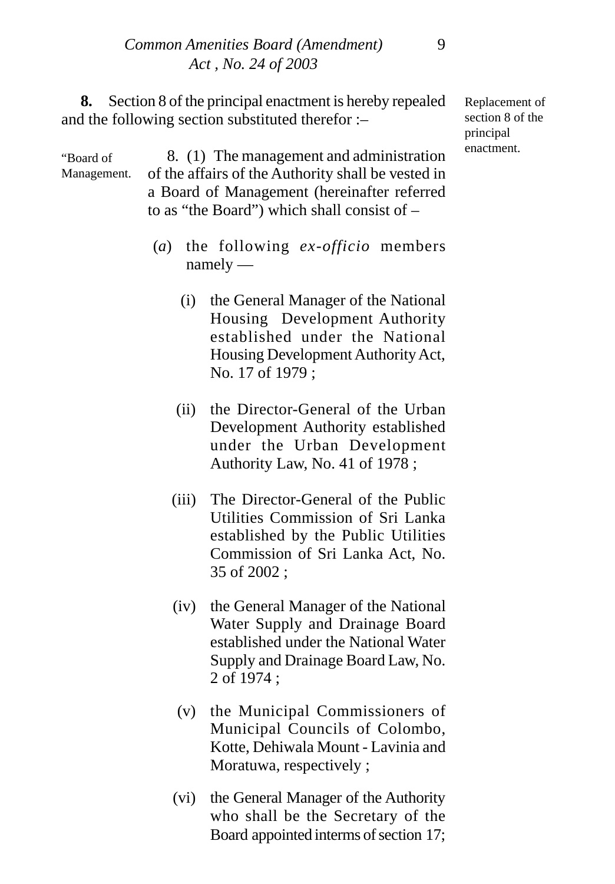**8.** Section 8 of the principal enactment is hereby repealed and the following section substituted therefor :–

Replacement of section 8 of the principal enactment.

"Board of Management.

8. (1) The management and administration of the affairs of the Authority shall be vested in a Board of Management (hereinafter referred to as "the Board") which shall consist of –

(*a*) the following *ex-officio* members namely —

(i) the General Manager of the National Housing Development Authority established under the National Housing Development Authority Act, No. 17 of 1979 ;

(ii) the Director-General of the Urban Development Authority established under the Urban Development Authority Law, No. 41 of 1978 ;

(iii) The Director-General of the Public Utilities Commission of Sri Lanka established by the Public Utilities Commission of Sri Lanka Act, No. 35 of 2002 ;

(iv) the General Manager of the National Water Supply and Drainage Board established under the National Water Supply and Drainage Board Law, No. 2 of 1974 ;

(v) the Municipal Commissioners of Municipal Councils of Colombo, Kotte, Dehiwala Mount - Lavinia and Moratuwa, respectively ;

(vi) the General Manager of the Authority who shall be the Secretary of the Board appointed interms of section 17;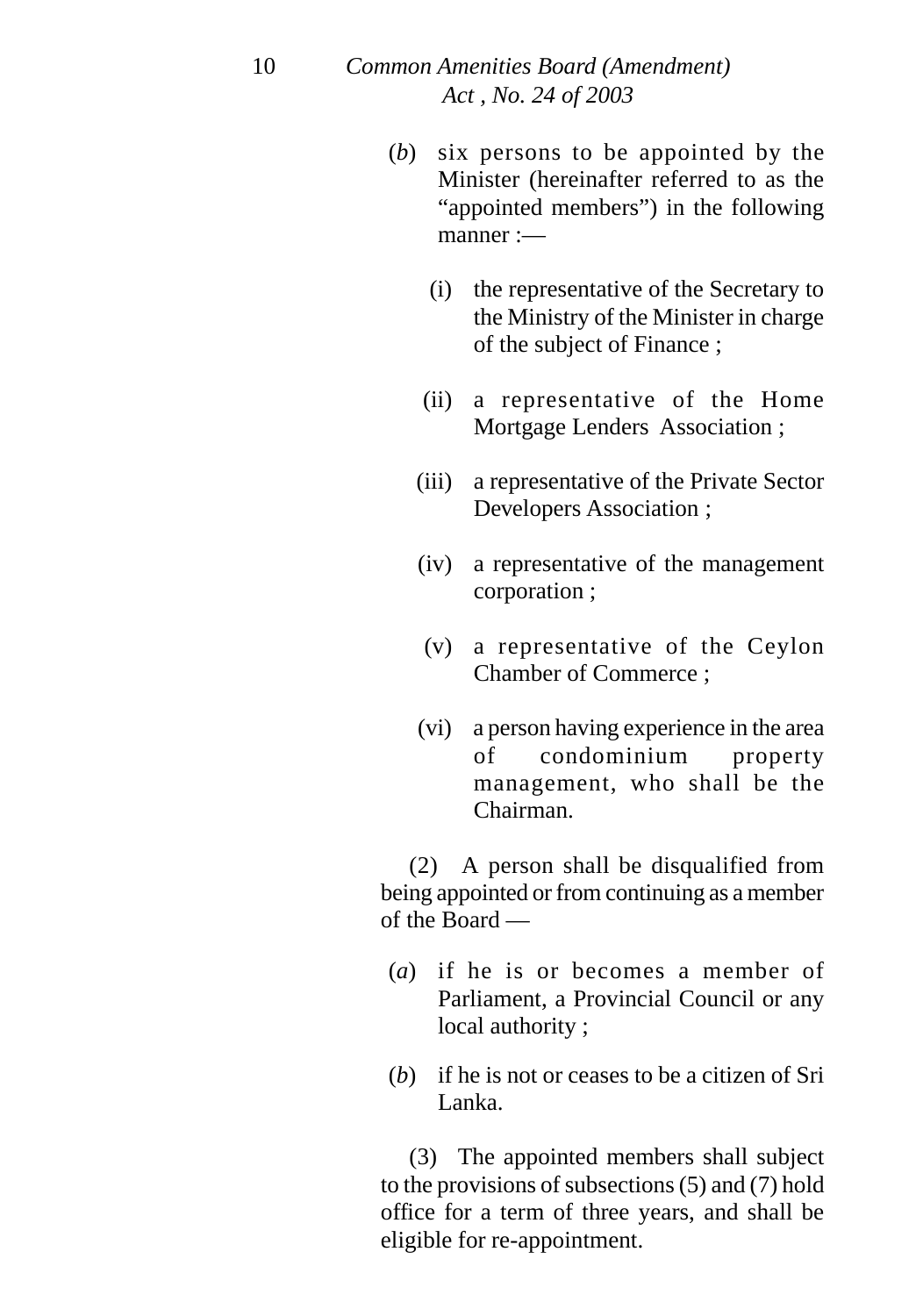(*b*) six persons to be appointed by the Minister (hereinafter referred to as the “appointed members”) in the following manner :—

(i) the representative of the Secretary to the Ministry of the Minister in charge of the subject of Finance ;

(ii) a representative of the Home Mortgage Lenders Association ;

(iii) a representative of the Private Sector Developers Association ;

(iv) a representative of the management corporation ;

(v) a representative of the Ceylon Chamber of Commerce ;

(vi) a person having experience in the area of condominium property management, who shall be the Chairman.

(2) A person shall be disqualified from being appointed or from continuing as a member of the Board —

(*a*) if he is or becomes a member of Parliament, a Provincial Council or any local authority ;

(*b*) if he is not or ceases to be a citizen of Sri Lanka.

(3) The appointed members shall subject to the provisions of subsections (5) and (7) hold office for a term of three years, and shall be eligible for re-appointment.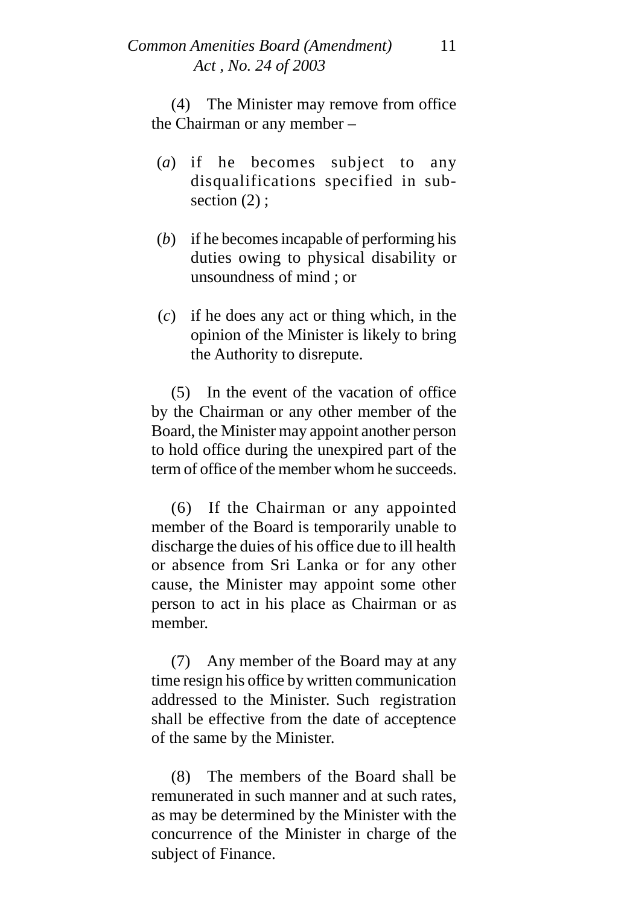(4) The Minister may remove from office the Chairman or any member –

(*a*) if he becomes subject to any disqualifications specified in sub-section (2) ;

(*b*) if he becomes incapable of performing his duties owing to physical disability or unsoundness of mind ; or

(*c*) if he does any act or thing which, in the opinion of the Minister is likely to bring the Authority to disrepute.

(5) In the event of the vacation of office by the Chairman or any other member of the Board, the Minister may appoint another person to hold office during the unexpired part of the term of office of the member whom he succeeds.

(6) If the Chairman or any appointed member of the Board is temporarily unable to discharge the duies of his office due to ill health or absence from Sri Lanka or for any other cause, the Minister may appoint some other person to act in his place as Chairman or as member.

(7) Any member of the Board may at any time resign his office by written communication addressed to the Minister. Such registration shall be effective from the date of acceptence of the same by the Minister.

(8) The members of the Board shall be remunerated in such manner and at such rates, as may be determined by the Minister with the concurrence of the Minister in charge of the subject of Finance.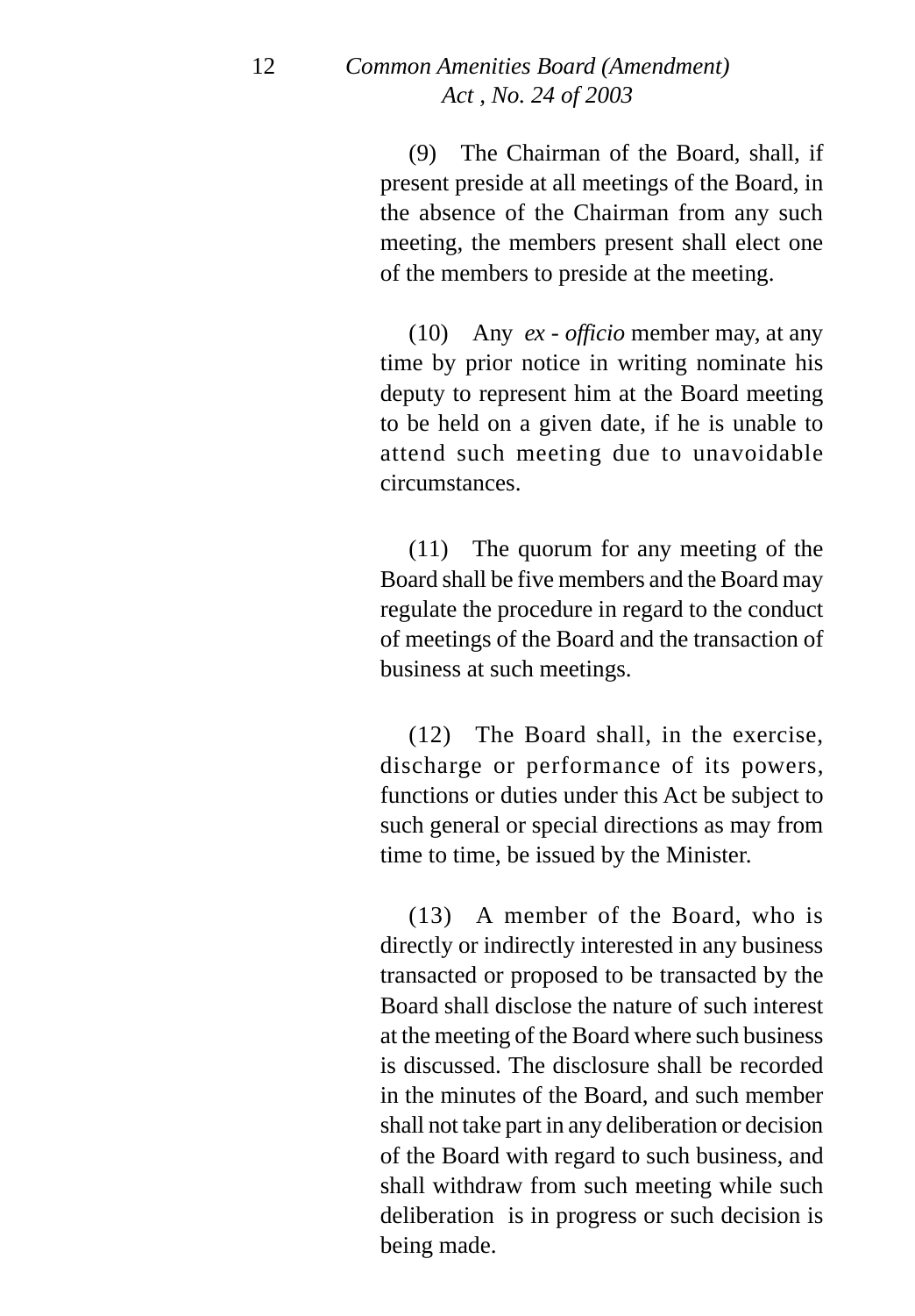(9) The Chairman of the Board, shall, if present preside at all meetings of the Board, in the absence of the Chairman from any such meeting, the members present shall elect one of the members to preside at the meeting.

(10) Any *ex - officio* member may, at any time by prior notice in writing nominate his deputy to represent him at the Board meeting to be held on a given date, if he is unable to attend such meeting due to unavoidable circumstances.

(11) The quorum for any meeting of the Board shall be five members and the Board may regulate the procedure in regard to the conduct of meetings of the Board and the transaction of business at such meetings.

(12) The Board shall, in the exercise, discharge or performance of its powers, functions or duties under this Act be subject to such general or special directions as may from time to time, be issued by the Minister.

(13) A member of the Board, who is directly or indirectly interested in any business transacted or proposed to be transacted by the Board shall disclose the nature of such interest at the meeting of the Board where such business is discussed. The disclosure shall be recorded in the minutes of the Board, and such member shall not take part in any deliberation or decision of the Board with regard to such business, and shall withdraw from such meeting while such deliberation is in progress or such decision is being made.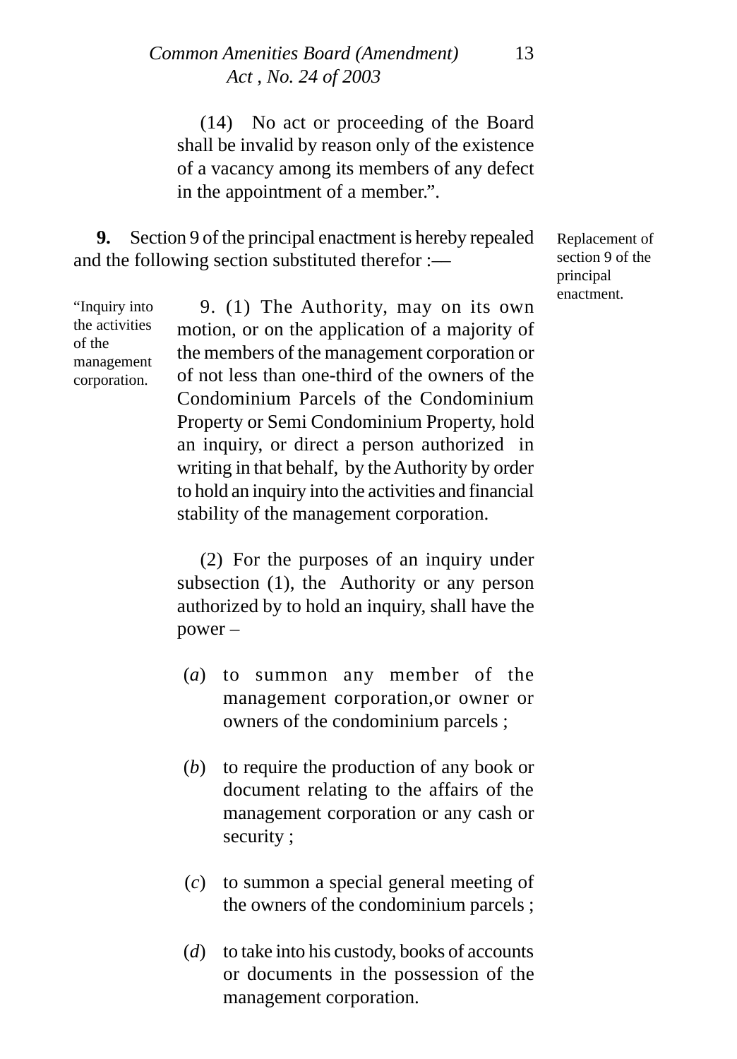(14) No act or proceeding of the Board shall be invalid by reason only of the existence of a vacancy among its members of any defect in the appointment of a member.".

Replacement of section 9 of the principal enactment.

**9.** Section 9 of the principal enactment is hereby repealed and the following section substituted therefor :—

"Inquiry into the activities of the management corporation.

9. (1) The Authority, may on its own motion, or on the application of a majority of the members of the management corporation or of not less than one-third of the owners of the Condominium Parcels of the Condominium Property or Semi Condominium Property, hold an inquiry, or direct a person authorized in writing in that behalf, by the Authority by order to hold an inquiry into the activities and financial stability of the management corporation.

(2) For the purposes of an inquiry under subsection (1), the Authority or any person authorized by to hold an inquiry, shall have the power –

(*a*) to summon any member of the management corporation,or owner or owners of the condominium parcels ;

(*b*) to require the production of any book or document relating to the affairs of the management corporation or any cash or security ;

(*c*) to summon a special general meeting of the owners of the condominium parcels ;

(*d*) to take into his custody, books of accounts or documents in the possession of the management corporation.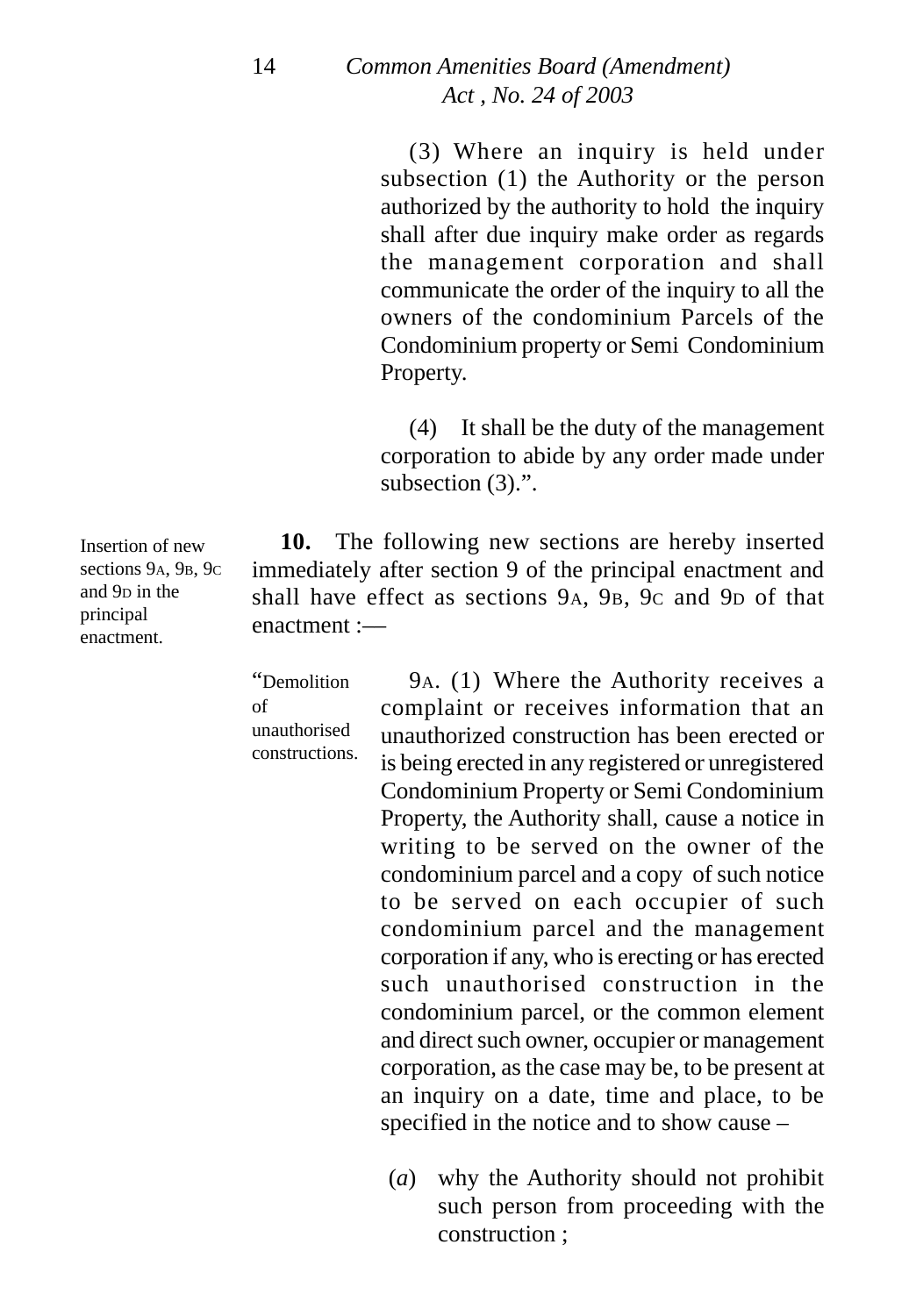(3) Where an inquiry is held under subsection (1) the Authority or the person authorized by the authority to hold the inquiry shall after due inquiry make order as regards the management corporation and shall communicate the order of the inquiry to all the owners of the condominium Parcels of the Condominium property or Semi Condominium Property.

(4) It shall be the duty of the management corporation to abide by any order made under subsection (3).".

Insertion of new sections 9A, 9B, 9C and 9D in the principal enactment.

**10.** The following new sections are hereby inserted immediately after section 9 of the principal enactment and shall have effect as sections 9A, 9B, 9C and 9D of that enactment :—

"Demolition of unauthorised constructions.

9A. (1) Where the Authority receives a complaint or receives information that an unauthorized construction has been erected or is being erected in any registered or unregistered Condominium Property or Semi Condominium Property, the Authority shall, cause a notice in writing to be served on the owner of the condominium parcel and a copy of such notice to be served on each occupier of such condominium parcel and the management corporation if any, who is erecting or has erected such unauthorised construction in the condominium parcel, or the common element and direct such owner, occupier or management corporation, as the case may be, to be present at an inquiry on a date, time and place, to be specified in the notice and to show cause –

(*a*) why the Authority should not prohibit such person from proceeding with the construction ;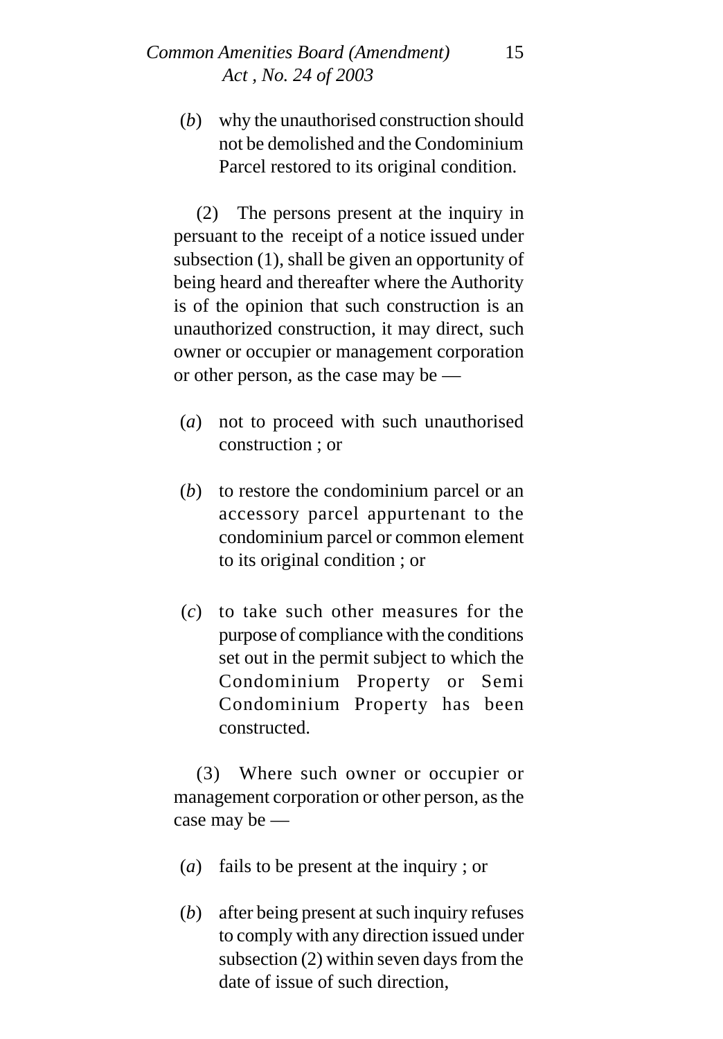(*b*) why the unauthorised construction should not be demolished and the Condominium Parcel restored to its original condition.

(2) The persons present at the inquiry in persuant to the receipt of a notice issued under subsection (1), shall be given an opportunity of being heard and thereafter where the Authority is of the opinion that such construction is an unauthorized construction, it may direct, such owner or occupier or management corporation or other person, as the case may be —

(*a*) not to proceed with such unauthorised construction ; or

(*b*) to restore the condominium parcel or an accessory parcel appurtenant to the condominium parcel or common element to its original condition ; or

(*c*) to take such other measures for the purpose of compliance with the conditions set out in the permit subject to which the Condominium Property or Semi Condominium Property has been constructed.

(3) Where such owner or occupier or management corporation or other person, as the case may be —

(*a*) fails to be present at the inquiry ; or

(*b*) after being present at such inquiry refuses to comply with any direction issued under subsection (2) within seven days from the date of issue of such direction,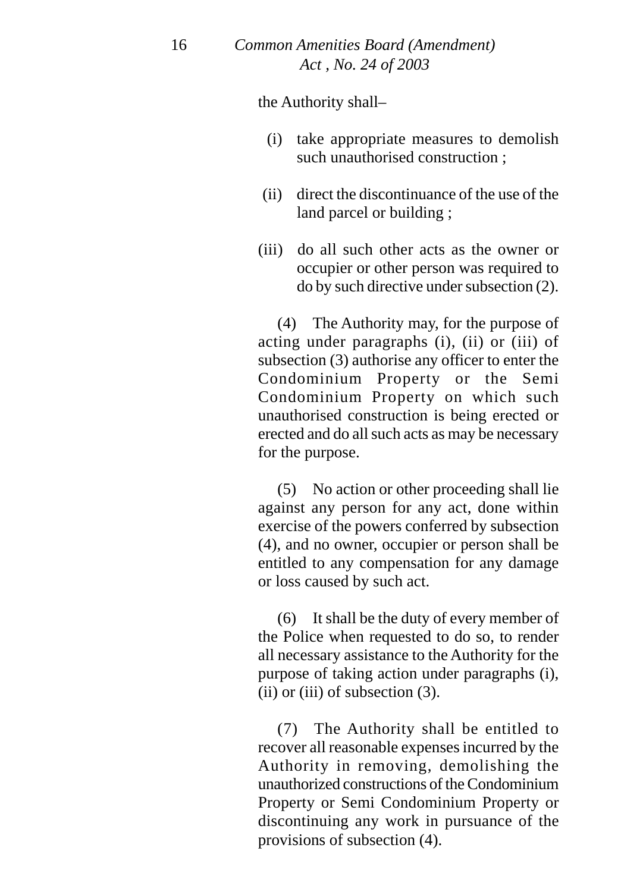the Authority shall–

(i) take appropriate measures to demolish such unauthorised construction ;

(ii) direct the discontinuance of the use of the land parcel or building ;

(iii) do all such other acts as the owner or occupier or other person was required to do by such directive under subsection (2).

(4) The Authority may, for the purpose of acting under paragraphs (i), (ii) or (iii) of subsection (3) authorise any officer to enter the Condominium Property or the Semi Condominium Property on which such unauthorised construction is being erected or erected and do all such acts as may be necessary for the purpose.

(5) No action or other proceeding shall lie against any person for any act, done within exercise of the powers conferred by subsection (4), and no owner, occupier or person shall be entitled to any compensation for any damage or loss caused by such act.

(6) It shall be the duty of every member of the Police when requested to do so, to render all necessary assistance to the Authority for the purpose of taking action under paragraphs (i), (ii) or (iii) of subsection (3).

(7) The Authority shall be entitled to recover all reasonable expenses incurred by the Authority in removing, demolishing the unauthorized constructions of the Condominium Property or Semi Condominium Property or discontinuing any work in pursuance of the provisions of subsection (4).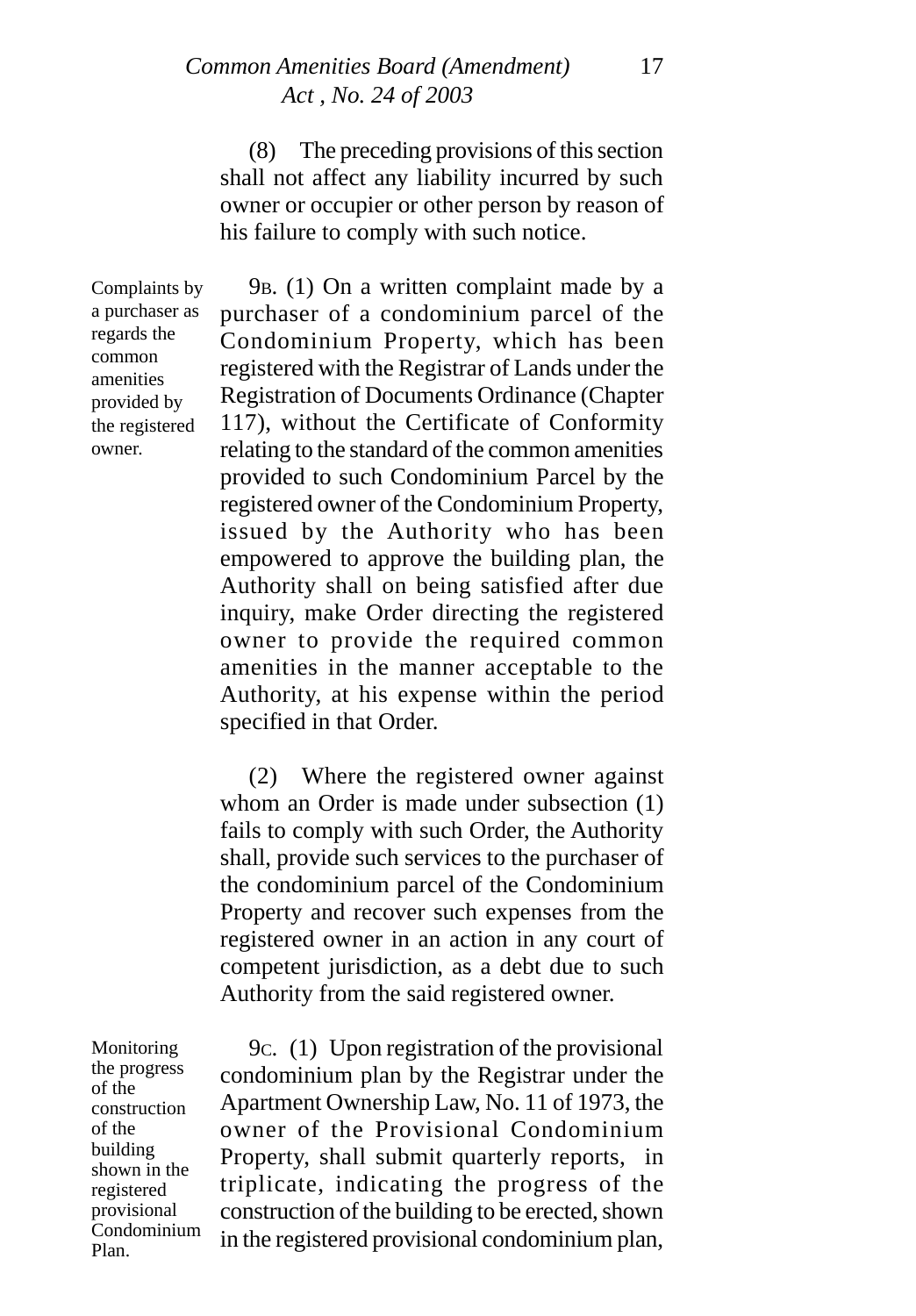(8) The preceding provisions of this section shall not affect any liability incurred by such owner or occupier or other person by reason of his failure to comply with such notice.

Complaints by a purchaser as regards the common amenities provided by the registered owner.

9B. (1) On a written complaint made by a purchaser of a condominium parcel of the Condominium Property, which has been registered with the Registrar of Lands under the Registration of Documents Ordinance (Chapter 117), without the Certificate of Conformity relating to the standard of the common amenities provided to such Condominium Parcel by the registered owner of the Condominium Property, issued by the Authority who has been empowered to approve the building plan, the Authority shall on being satisfied after due inquiry, make Order directing the registered owner to provide the required common amenities in the manner acceptable to the Authority, at his expense within the period specified in that Order.

(2) Where the registered owner against whom an Order is made under subsection (1) fails to comply with such Order, the Authority shall, provide such services to the purchaser of the condominium parcel of the Condominium Property and recover such expenses from the registered owner in an action in any court of competent jurisdiction, as a debt due to such Authority from the said registered owner.

Monitoring the progress of the construction of the building shown in the registered provisional Condominium Plan.

9C. (1) Upon registration of the provisional condominium plan by the Registrar under the Apartment Ownership Law, No. 11 of 1973, the owner of the Provisional Condominium Property, shall submit quarterly reports, in triplicate, indicating the progress of the construction of the building to be erected, shown in the registered provisional condominium plan,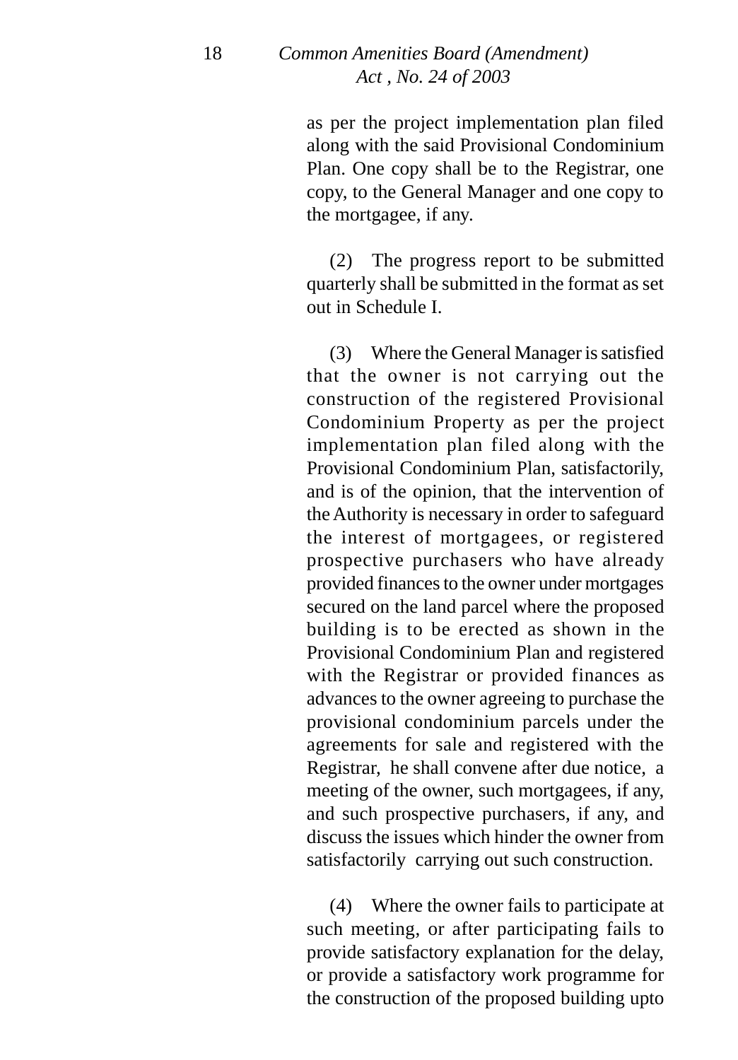as per the project implementation plan filed along with the said Provisional Condominium Plan. One copy shall be to the Registrar, one copy, to the General Manager and one copy to the mortgagee, if any.

(2) The progress report to be submitted quarterly shall be submitted in the format as set out in Schedule I.

(3) Where the General Manager is satisfied that the owner is not carrying out the construction of the registered Provisional Condominium Property as per the project implementation plan filed along with the Provisional Condominium Plan, satisfactorily, and is of the opinion, that the intervention of the Authority is necessary in order to safeguard the interest of mortgagees, or registered prospective purchasers who have already provided finances to the owner under mortgages secured on the land parcel where the proposed building is to be erected as shown in the Provisional Condominium Plan and registered with the Registrar or provided finances as advances to the owner agreeing to purchase the provisional condominium parcels under the agreements for sale and registered with the Registrar, he shall convene after due notice, a meeting of the owner, such mortgagees, if any, and such prospective purchasers, if any, and discuss the issues which hinder the owner from satisfactorily carrying out such construction.

(4) Where the owner fails to participate at such meeting, or after participating fails to provide satisfactory explanation for the delay, or provide a satisfactory work programme for the construction of the proposed building upto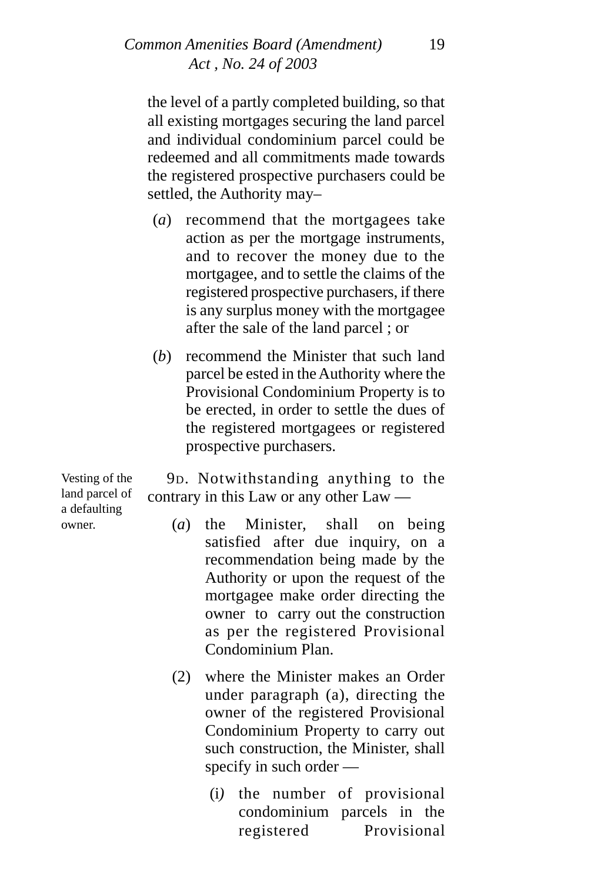the level of a partly completed building, so that all existing mortgages securing the land parcel and individual condominium parcel could be redeemed and all commitments made towards the registered prospective purchasers could be settled, the Authority may–

(*a*) recommend that the mortgagees take action as per the mortgage instruments, and to recover the money due to the mortgagee, and to settle the claims of the registered prospective purchasers, if there is any surplus money with the mortgagee after the sale of the land parcel ; or

(*b*) recommend the Minister that such land parcel be ested in the Authority where the Provisional Condominium Property is to be erected, in order to settle the dues of the registered mortgagees or registered prospective purchasers.

Vesting of the land parcel of a defaulting owner.

9D. Notwithstanding anything to the contrary in this Law or any other Law —

(*a*) the Minister, shall on being satisfied after due inquiry, on a recommendation being made by the Authority or upon the request of the mortgagee make order directing the owner to carry out the construction as per the registered Provisional Condominium Plan.

(2) where the Minister makes an Order under paragraph (a), directing the owner of the registered Provisional Condominium Property to carry out such construction, the Minister, shall specify in such order —

(i) the number of provisional condominium parcels in the registered Provisional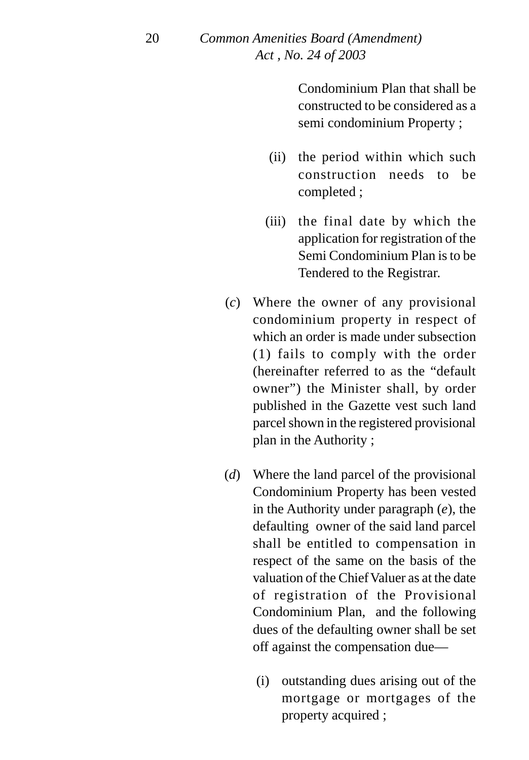Condominium Plan that shall be constructed to be considered as a semi condominium Property ;

(ii) the period within which such construction needs to be completed ;

(iii) the final date by which the application for registration of the Semi Condominium Plan is to be Tendered to the Registrar.

(*c*) Where the owner of any provisional condominium property in respect of which an order is made under subsection (1) fails to comply with the order (hereinafter referred to as the "default owner") the Minister shall, by order published in the Gazette vest such land parcel shown in the registered provisional plan in the Authority ;

(*d*) Where the land parcel of the provisional Condominium Property has been vested in the Authority under paragraph (*e*), the defaulting owner of the said land parcel shall be entitled to compensation in respect of the same on the basis of the valuation of the Chief Valuer as at the date of registration of the Provisional Condominium Plan, and the following dues of the defaulting owner shall be set off against the compensation due—

(i) outstanding dues arising out of the mortgage or mortgages of the property acquired ;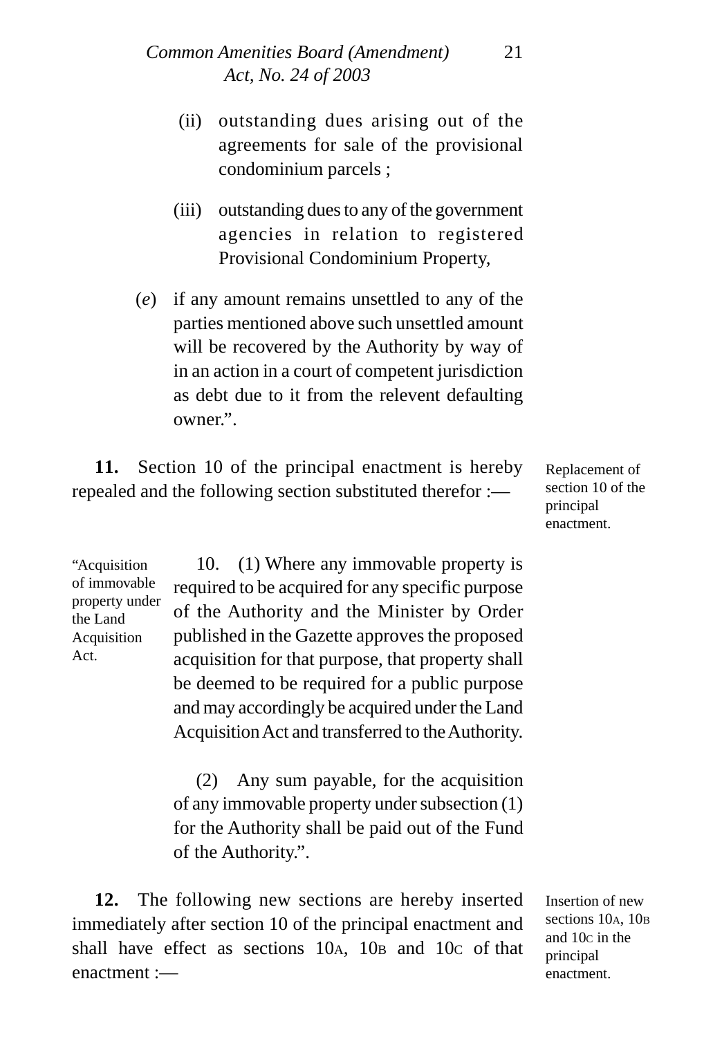(ii) outstanding dues arising out of the agreements for sale of the provisional condominium parcels ;

(iii) outstanding dues to any of the government agencies in relation to registered Provisional Condominium Property,

(*e*) if any amount remains unsettled to any of the parties mentioned above such unsettled amount will be recovered by the Authority by way of in an action in a court of competent jurisdiction as debt due to it from the relevent defaulting owner.".

Replacement of section 10 of the principal enactment.

**11.** Section 10 of the principal enactment is hereby repealed and the following section substituted therefor :—

"Acquisition of immovable property under the Land Acquisition Act.

10. (1) Where any immovable property is required to be acquired for any specific purpose of the Authority and the Minister by Order published in the Gazette approves the proposed acquisition for that purpose, that property shall be deemed to be required for a public purpose and may accordingly be acquired under the Land Acquisition Act and transferred to the Authority.

(2) Any sum payable, for the acquisition of any immovable property under subsection (1) for the Authority shall be paid out of the Fund of the Authority.".

Insertion of new sections 10A, 10B and 10C in the principal enactment.

**12.** The following new sections are hereby inserted immediately after section 10 of the principal enactment and shall have effect as sections 10A, 10B and 10C of that enactment :—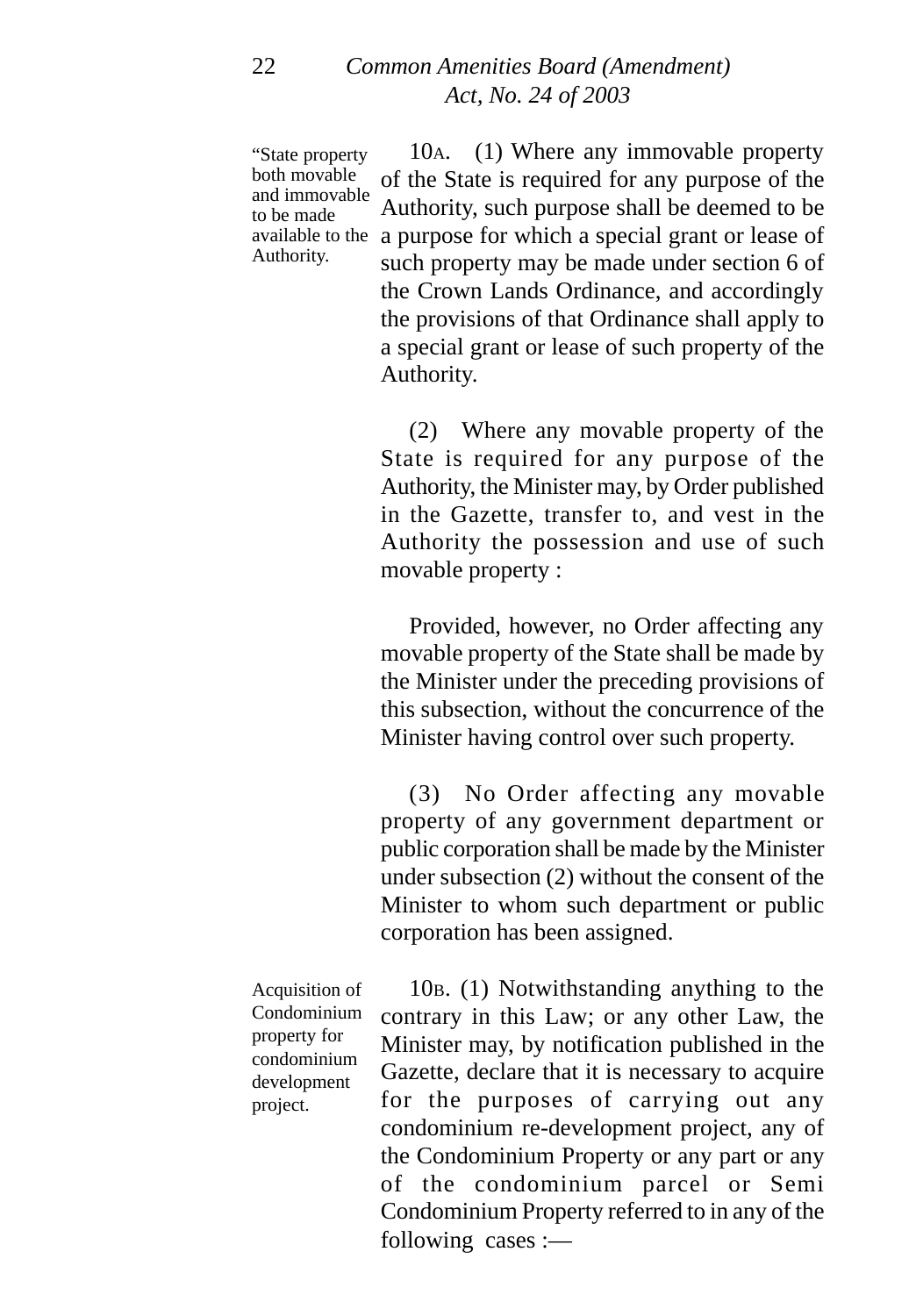“State property both movable and immovable to be made available to the Authority.

10A. (1) Where any immovable property of the State is required for any purpose of the Authority, such purpose shall be deemed to be a purpose for which a special grant or lease of such property may be made under section 6 of the Crown Lands Ordinance, and accordingly the provisions of that Ordinance shall apply to a special grant or lease of such property of the Authority.

(2) Where any movable property of the State is required for any purpose of the Authority, the Minister may, by Order published in the Gazette, transfer to, and vest in the Authority the possession and use of such movable property :

Provided, however, no Order affecting any movable property of the State shall be made by the Minister under the preceding provisions of this subsection, without the concurrence of the Minister having control over such property.

(3) No Order affecting any movable property of any government department or public corporation shall be made by the Minister under subsection (2) without the consent of the Minister to whom such department or public corporation has been assigned.

Acquisition of Condominium property for condominium development project.

10B. (1) Notwithstanding anything to the contrary in this Law; or any other Law, the Minister may, by notification published in the Gazette, declare that it is necessary to acquire for the purposes of carrying out any condominium re-development project, any of the Condominium Property or any part or any of the condominium parcel or Semi Condominium Property referred to in any of the following cases :—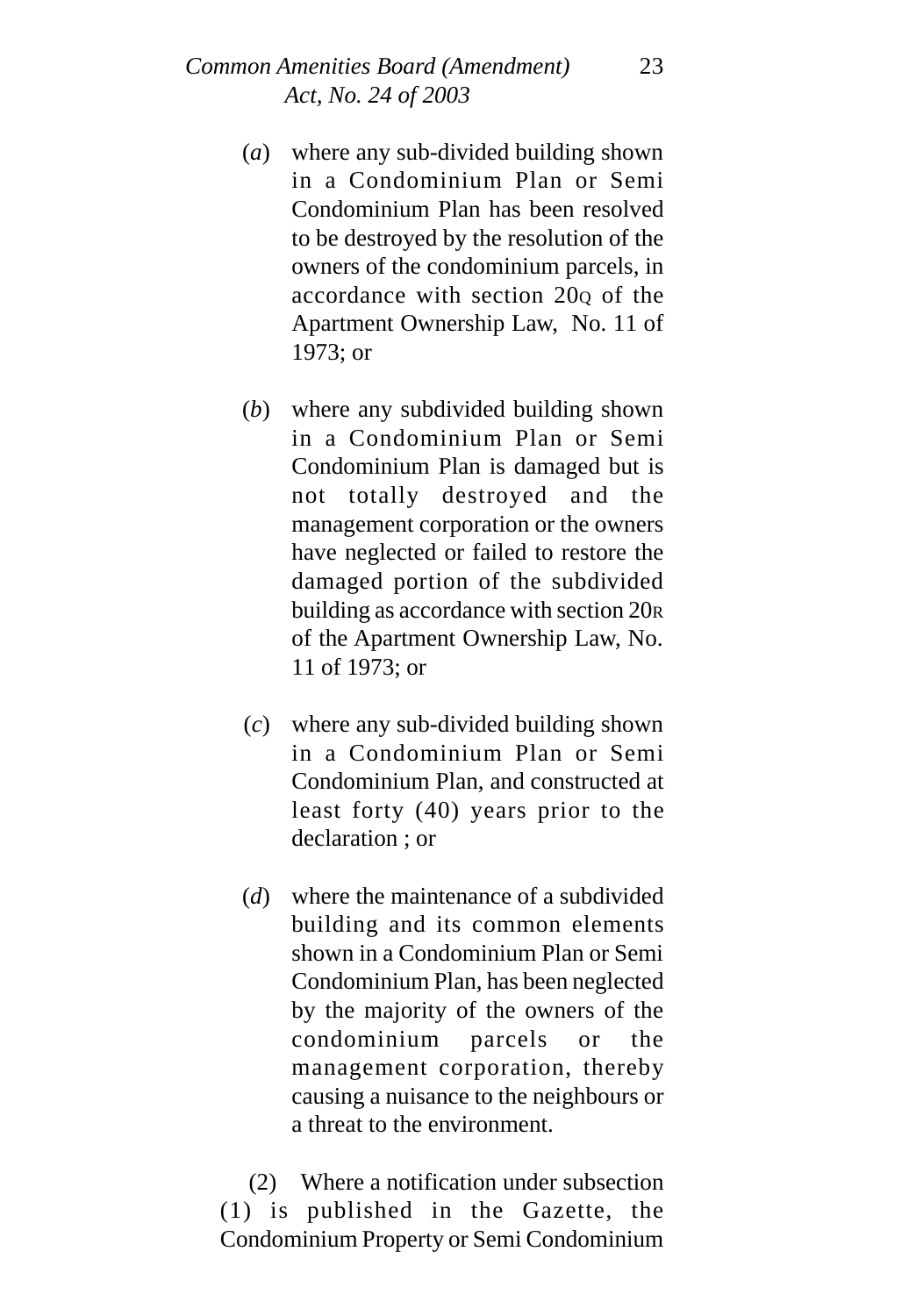(*a*) where any sub-divided building shown in a Condominium Plan or Semi Condominium Plan has been resolved to be destroyed by the resolution of the owners of the condominium parcels, in accordance with section 20Q of the Apartment Ownership Law, No. 11 of 1973; or

(*b*) where any subdivided building shown in a Condominium Plan or Semi Condominium Plan is damaged but is not totally destroyed and the management corporation or the owners have neglected or failed to restore the damaged portion of the subdivided building as accordance with section 20R of the Apartment Ownership Law, No. 11 of 1973; or

(*c*) where any sub-divided building shown in a Condominium Plan or Semi Condominium Plan, and constructed at least forty (40) years prior to the declaration ; or

(*d*) where the maintenance of a subdivided building and its common elements shown in a Condominium Plan or Semi Condominium Plan, has been neglected by the majority of the owners of the condominium parcels or the management corporation, thereby causing a nuisance to the neighbours or a threat to the environment.

(2) Where a notification under subsection (1) is published in the Gazette, the Condominium Property or Semi Condominium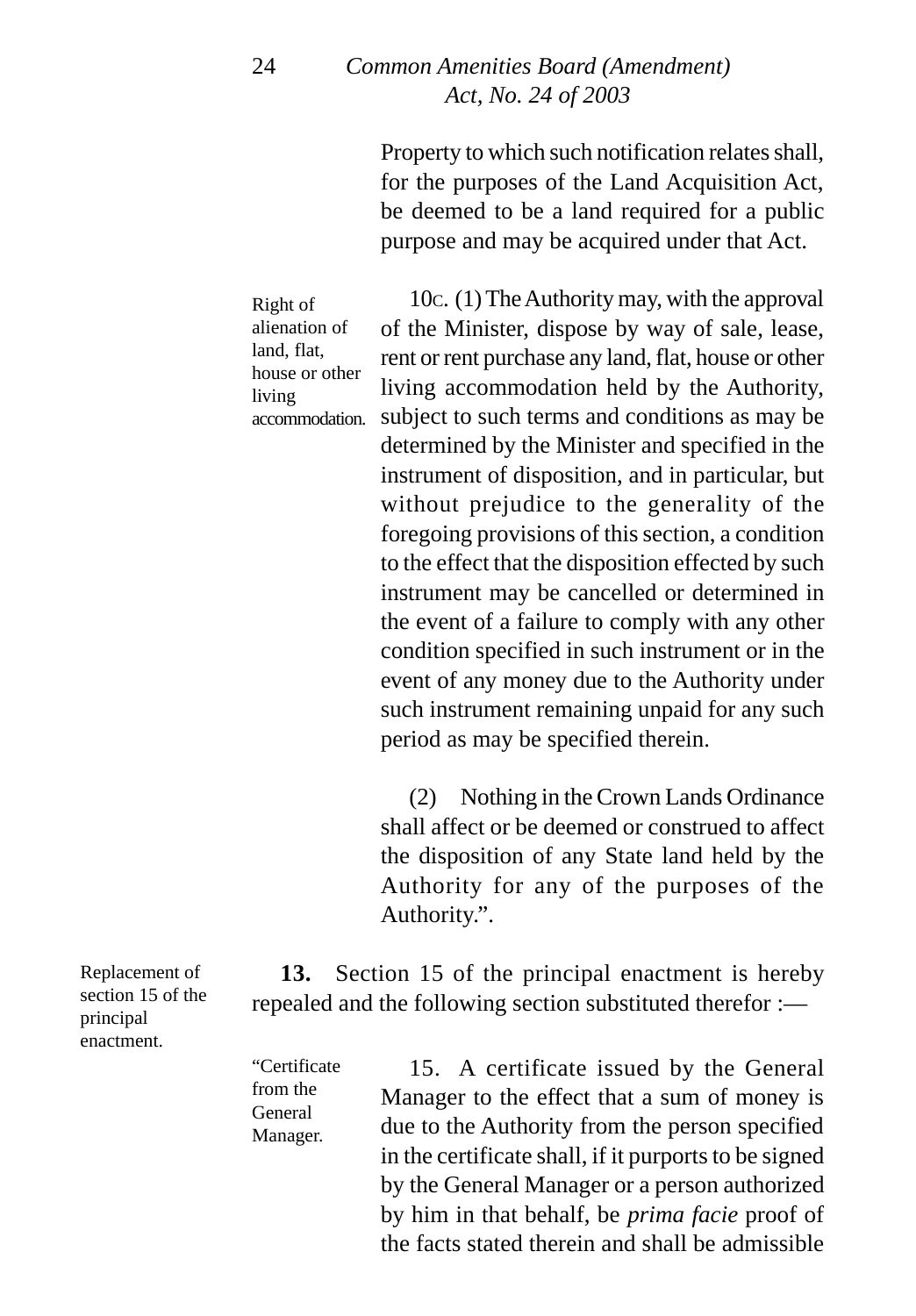Property to which such notification relates shall, for the purposes of the Land Acquisition Act, be deemed to be a land required for a public purpose and may be acquired under that Act.

Right of alienation of land, flat, house or other living accommodation.

10C. (1) The Authority may, with the approval of the Minister, dispose by way of sale, lease, rent or rent purchase any land, flat, house or other living accommodation held by the Authority, subject to such terms and conditions as may be determined by the Minister and specified in the instrument of disposition, and in particular, but without prejudice to the generality of the foregoing provisions of this section, a condition to the effect that the disposition effected by such instrument may be cancelled or determined in the event of a failure to comply with any other condition specified in such instrument or in the event of any money due to the Authority under such instrument remaining unpaid for any such period as may be specified therein.

(2) Nothing in the Crown Lands Ordinance shall affect or be deemed or construed to affect the disposition of any State land held by the Authority for any of the purposes of the Authority.".

Replacement of section 15 of the principal enactment.

**13.** Section 15 of the principal enactment is hereby repealed and the following section substituted therefor :—

"Certificate from the General Manager.

15. A certificate issued by the General Manager to the effect that a sum of money is due to the Authority from the person specified in the certificate shall, if it purports to be signed by the General Manager or a person authorized by him in that behalf, be *prima facie* proof of the facts stated therein and shall be admissible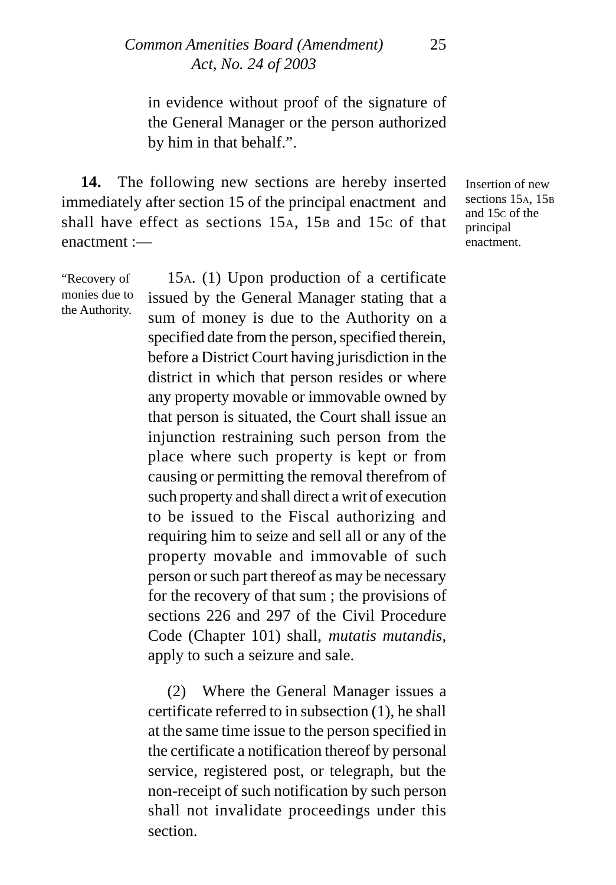in evidence without proof of the signature of the General Manager or the person authorized by him in that behalf.".

Insertion of new sections 15A, 15B and 15C of the principal enactment.

**14.** The following new sections are hereby inserted immediately after section 15 of the principal enactment and shall have effect as sections 15A, 15B and 15C of that enactment :—

"Recovery of monies due to the Authority.

15A. (1) Upon production of a certificate issued by the General Manager stating that a sum of money is due to the Authority on a specified date from the person, specified therein, before a District Court having jurisdiction in the district in which that person resides or where any property movable or immovable owned by that person is situated, the Court shall issue an injunction restraining such person from the place where such property is kept or from causing or permitting the removal therefrom of such property and shall direct a writ of execution to be issued to the Fiscal authorizing and requiring him to seize and sell all or any of the property movable and immovable of such person or such part thereof as may be necessary for the recovery of that sum ; the provisions of sections 226 and 297 of the Civil Procedure Code (Chapter 101) shall, *mutatis mutandis*, apply to such a seizure and sale.

(2) Where the General Manager issues a certificate referred to in subsection (1), he shall at the same time issue to the person specified in the certificate a notification thereof by personal service, registered post, or telegraph, but the non-receipt of such notification by such person shall not invalidate proceedings under this section.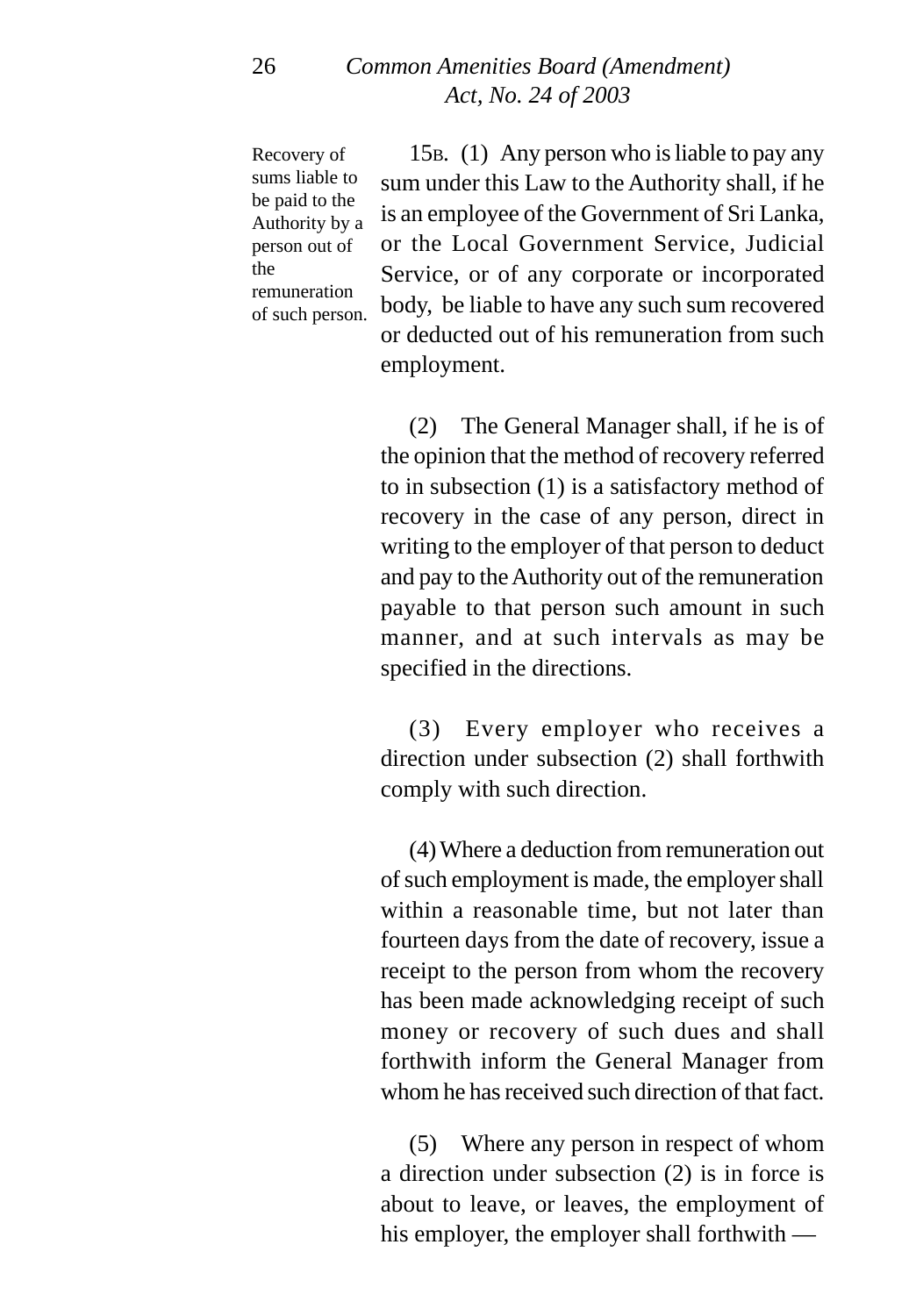Recovery of sums liable to be paid to the Authority by a person out of the remuneration of such person.

15B. (1) Any person who is liable to pay any sum under this Law to the Authority shall, if he is an employee of the Government of Sri Lanka, or the Local Government Service, Judicial Service, or of any corporate or incorporated body, be liable to have any such sum recovered or deducted out of his remuneration from such employment.

(2) The General Manager shall, if he is of the opinion that the method of recovery referred to in subsection (1) is a satisfactory method of recovery in the case of any person, direct in writing to the employer of that person to deduct and pay to the Authority out of the remuneration payable to that person such amount in such manner, and at such intervals as may be specified in the directions.

(3) Every employer who receives a direction under subsection (2) shall forthwith comply with such direction.

(4) Where a deduction from remuneration out of such employment is made, the employer shall within a reasonable time, but not later than fourteen days from the date of recovery, issue a receipt to the person from whom the recovery has been made acknowledging receipt of such money or recovery of such dues and shall forthwith inform the General Manager from whom he has received such direction of that fact.

(5) Where any person in respect of whom a direction under subsection (2) is in force is about to leave, or leaves, the employment of his employer, the employer shall forthwith —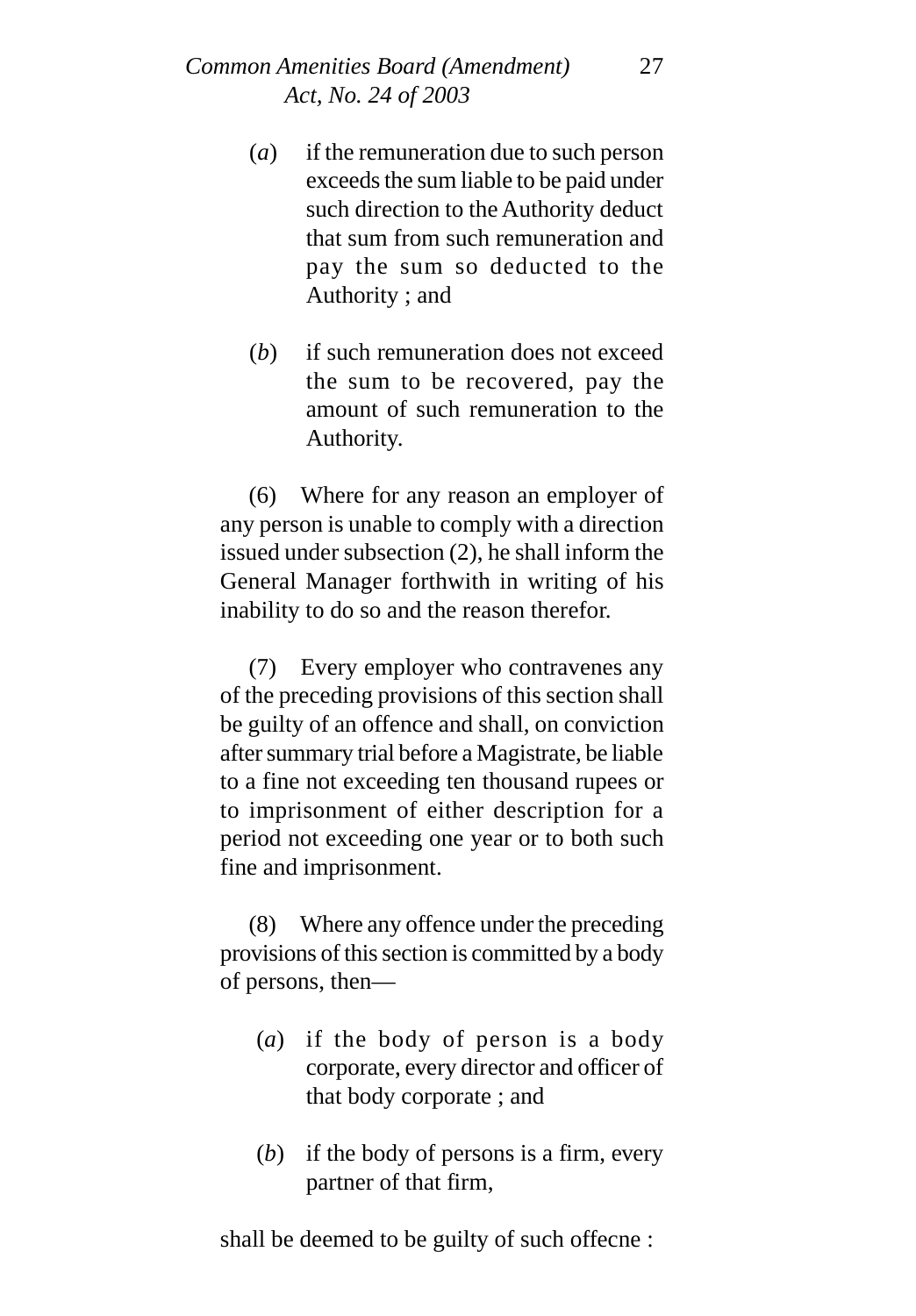(*a*) if the remuneration due to such person exceeds the sum liable to be paid under such direction to the Authority deduct that sum from such remuneration and pay the sum so deducted to the Authority ; and

(*b*) if such remuneration does not exceed the sum to be recovered, pay the amount of such remuneration to the Authority.

(6) Where for any reason an employer of any person is unable to comply with a direction issued under subsection (2), he shall inform the General Manager forthwith in writing of his inability to do so and the reason therefor.

(7) Every employer who contravenes any of the preceding provisions of this section shall be guilty of an offence and shall, on conviction after summary trial before a Magistrate, be liable to a fine not exceeding ten thousand rupees or to imprisonment of either description for a period not exceeding one year or to both such fine and imprisonment.

(8) Where any offence under the preceding provisions of this section is committed by a body of persons, then—

(*a*) if the body of person is a body corporate, every director and officer of that body corporate ; and

(*b*) if the body of persons is a firm, every partner of that firm,

shall be deemed to be guilty of such offecne :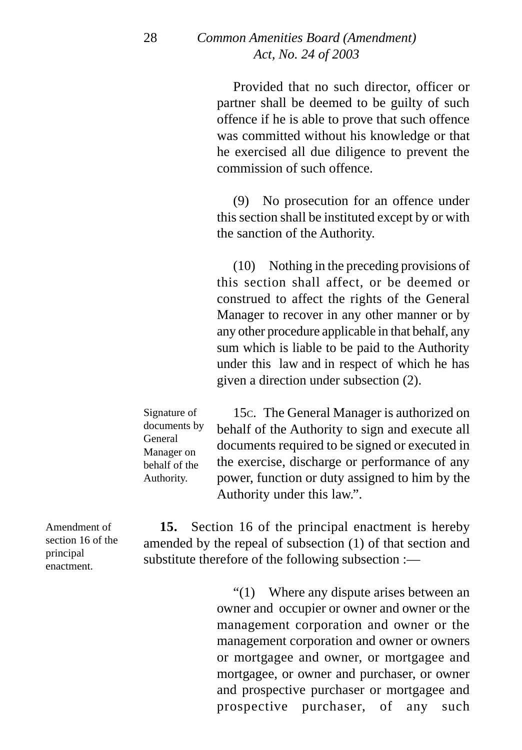Provided that no such director, officer or partner shall be deemed to be guilty of such offence if he is able to prove that such offence was committed without his knowledge or that he exercised all due diligence to prevent the commission of such offence.

(9) No prosecution for an offence under this section shall be instituted except by or with the sanction of the Authority.

(10) Nothing in the preceding provisions of this section shall affect, or be deemed or construed to affect the rights of the General Manager to recover in any other manner or by any other procedure applicable in that behalf, any sum which is liable to be paid to the Authority under this law and in respect of which he has given a direction under subsection (2).

Signature of documents by General Manager on behalf of the Authority.

15C. The General Manager is authorized on behalf of the Authority to sign and execute all documents required to be signed or executed in the exercise, discharge or performance of any power, function or duty assigned to him by the Authority under this law.".

Amendment of section 16 of the principal enactment.

**15.** Section 16 of the principal enactment is hereby amended by the repeal of subsection (1) of that section and substitute therefore of the following subsection :—

"(1) Where any dispute arises between an owner and occupier or owner and owner or the management corporation and owner or the management corporation and owner or owners or mortgagee and owner, or mortgagee and mortgagee, or owner and purchaser, or owner and prospective purchaser or mortgagee and prospective purchaser, of any such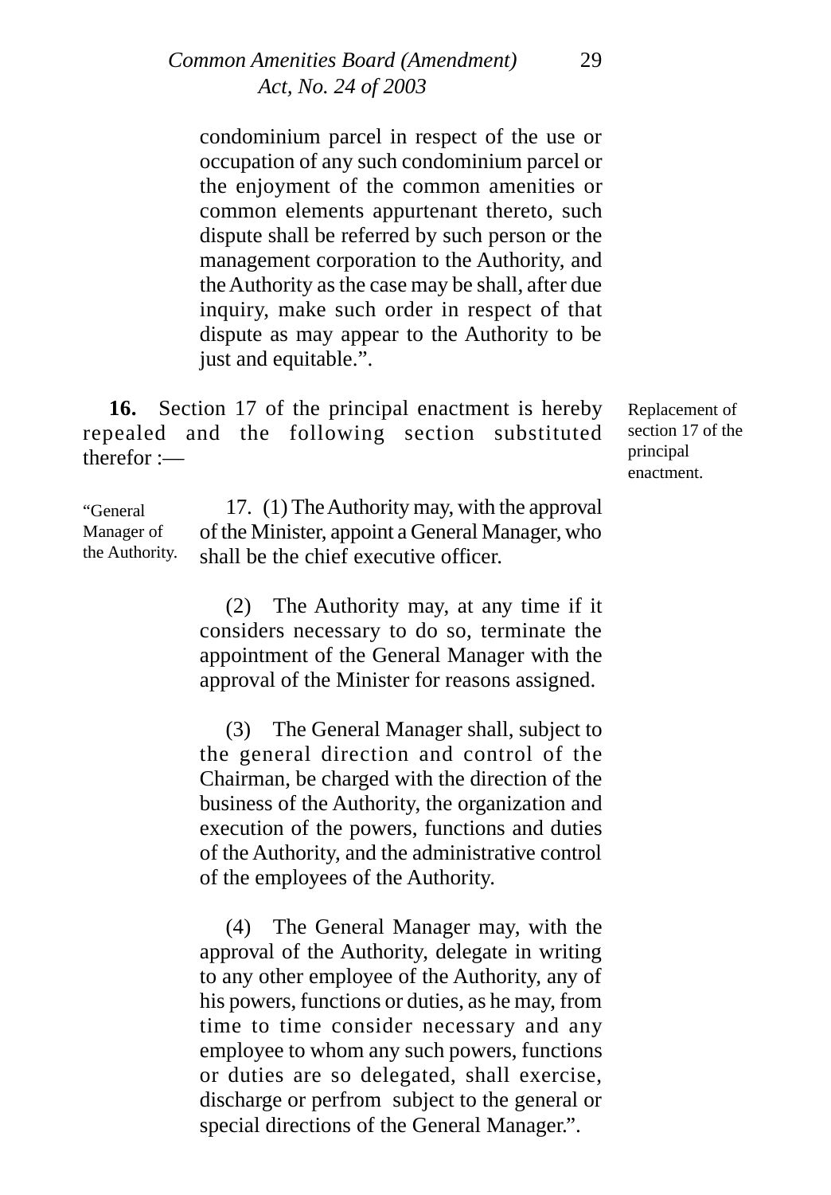condominium parcel in respect of the use or occupation of any such condominium parcel or the enjoyment of the common amenities or common elements appurtenant thereto, such dispute shall be referred by such person or the management corporation to the Authority, and the Authority as the case may be shall, after due inquiry, make such order in respect of that dispute as may appear to the Authority to be just and equitable.".

Replacement of section 17 of the principal enactment.

**16.** Section 17 of the principal enactment is hereby repealed and the following section substituted therefor :—

"General Manager of the Authority.

17. (1) The Authority may, with the approval of the Minister, appoint a General Manager, who shall be the chief executive officer.

(2) The Authority may, at any time if it considers necessary to do so, terminate the appointment of the General Manager with the approval of the Minister for reasons assigned.

(3) The General Manager shall, subject to the general direction and control of the Chairman, be charged with the direction of the business of the Authority, the organization and execution of the powers, functions and duties of the Authority, and the administrative control of the employees of the Authority.

(4) The General Manager may, with the approval of the Authority, delegate in writing to any other employee of the Authority, any of his powers, functions or duties, as he may, from time to time consider necessary and any employee to whom any such powers, functions or duties are so delegated, shall exercise, discharge or perfrom subject to the general or special directions of the General Manager.".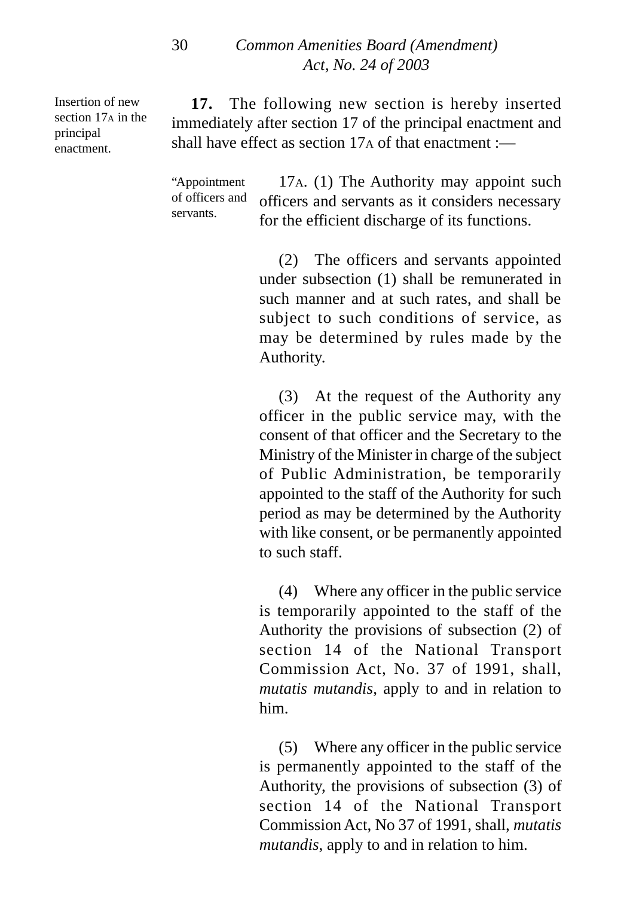Insertion of new section 17A in the principal enactment.

**17.** The following new section is hereby inserted immediately after section 17 of the principal enactment and shall have effect as section 17A of that enactment :—

"Appointment of officers and servants.

17A. (1) The Authority may appoint such officers and servants as it considers necessary for the efficient discharge of its functions.

(2) The officers and servants appointed under subsection (1) shall be remunerated in such manner and at such rates, and shall be subject to such conditions of service, as may be determined by rules made by the Authority.

(3) At the request of the Authority any officer in the public service may, with the consent of that officer and the Secretary to the Ministry of the Minister in charge of the subject of Public Administration, be temporarily appointed to the staff of the Authority for such period as may be determined by the Authority with like consent, or be permanently appointed to such staff.

(4) Where any officer in the public service is temporarily appointed to the staff of the Authority the provisions of subsection (2) of section 14 of the National Transport Commission Act, No. 37 of 1991, shall, *mutatis mutandis*, apply to and in relation to him.

(5) Where any officer in the public service is permanently appointed to the staff of the Authority, the provisions of subsection (3) of section 14 of the National Transport Commission Act, No 37 of 1991, shall, *mutatis mutandis*, apply to and in relation to him.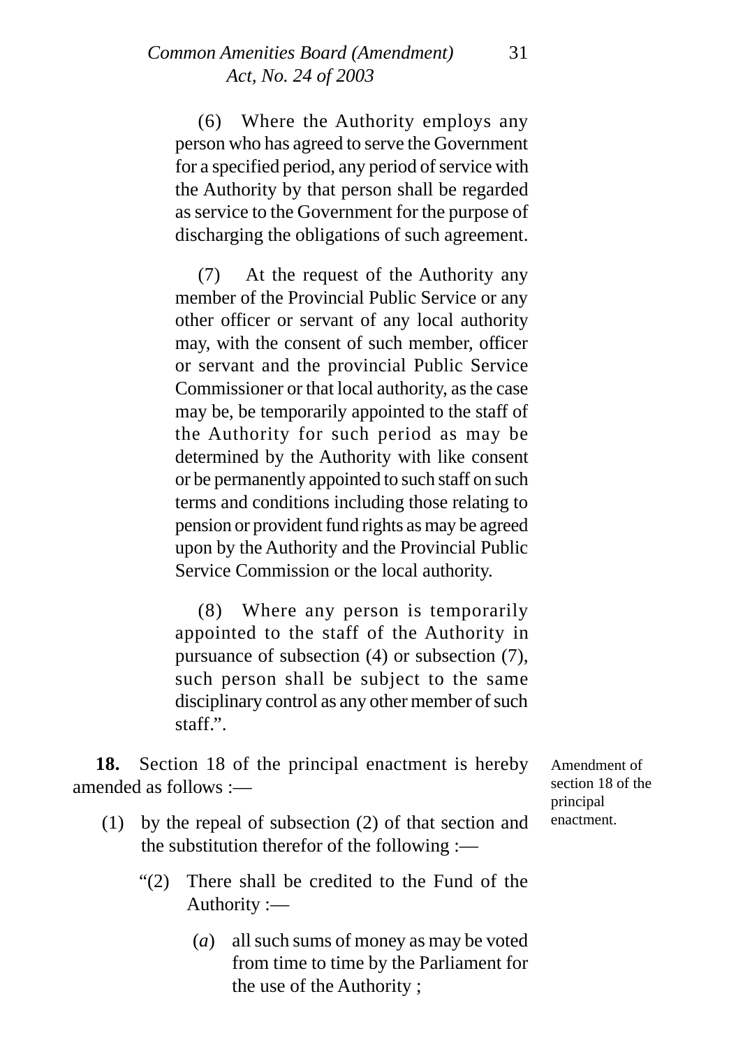(6) Where the Authority employs any person who has agreed to serve the Government for a specified period, any period of service with the Authority by that person shall be regarded as service to the Government for the purpose of discharging the obligations of such agreement.

(7) At the request of the Authority any member of the Provincial Public Service or any other officer or servant of any local authority may, with the consent of such member, officer or servant and the provincial Public Service Commissioner or that local authority, as the case may be, be temporarily appointed to the staff of the Authority for such period as may be determined by the Authority with like consent or be permanently appointed to such staff on such terms and conditions including those relating to pension or provident fund rights as may be agreed upon by the Authority and the Provincial Public Service Commission or the local authority.

(8) Where any person is temporarily appointed to the staff of the Authority in pursuance of subsection (4) or subsection (7), such person shall be subject to the same disciplinary control as any other member of such staff.".

Amendment of section 18 of the principal enactment.

**18.** Section 18 of the principal enactment is hereby amended as follows :—

(1) by the repeal of subsection (2) of that section and the substitution therefor of the following :—

"(2) There shall be credited to the Fund of the Authority :—

(*a*) all such sums of money as may be voted from time to time by the Parliament for the use of the Authority ;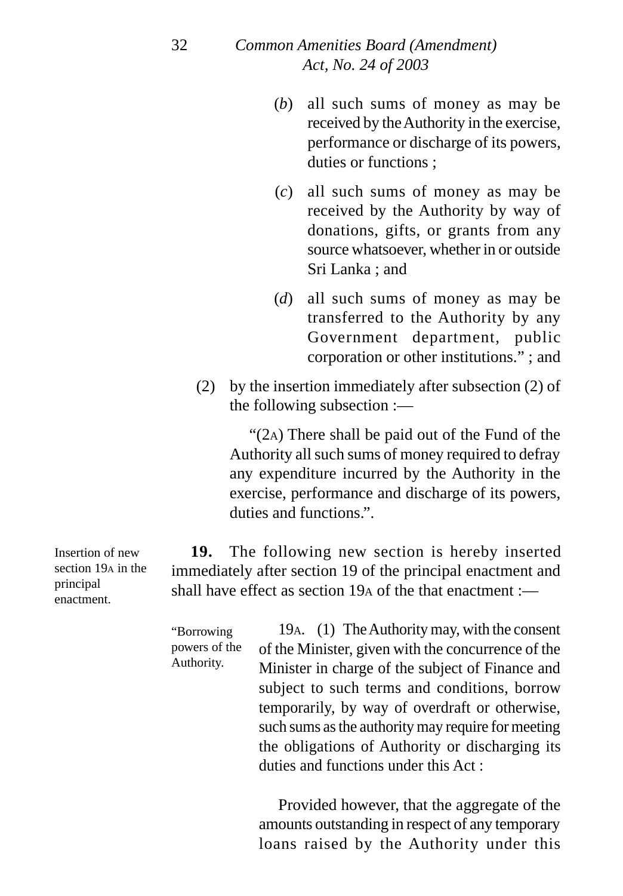(*b*) all such sums of money as may be received by the Authority in the exercise, performance or discharge of its powers, duties or functions ;

(*c*) all such sums of money as may be received by the Authority by way of donations, gifts, or grants from any source whatsoever, whether in or outside Sri Lanka ; and

(*d*) all such sums of money as may be transferred to the Authority by any Government department, public corporation or other institutions." ; and

(2) by the insertion immediately after subsection (2) of the following subsection :—

"(2A) There shall be paid out of the Fund of the Authority all such sums of money required to defray any expenditure incurred by the Authority in the exercise, performance and discharge of its powers, duties and functions.".

Insertion of new section 19A in the principal enactment.

**19.** The following new section is hereby inserted immediately after section 19 of the principal enactment and shall have effect as section 19A of the that enactment :—

"Borrowing powers of the Authority.

19A. (1) The Authority may, with the consent of the Minister, given with the concurrence of the Minister in charge of the subject of Finance and subject to such terms and conditions, borrow temporarily, by way of overdraft or otherwise, such sums as the authority may require for meeting the obligations of Authority or discharging its duties and functions under this Act :

Provided however, that the aggregate of the amounts outstanding in respect of any temporary loans raised by the Authority under this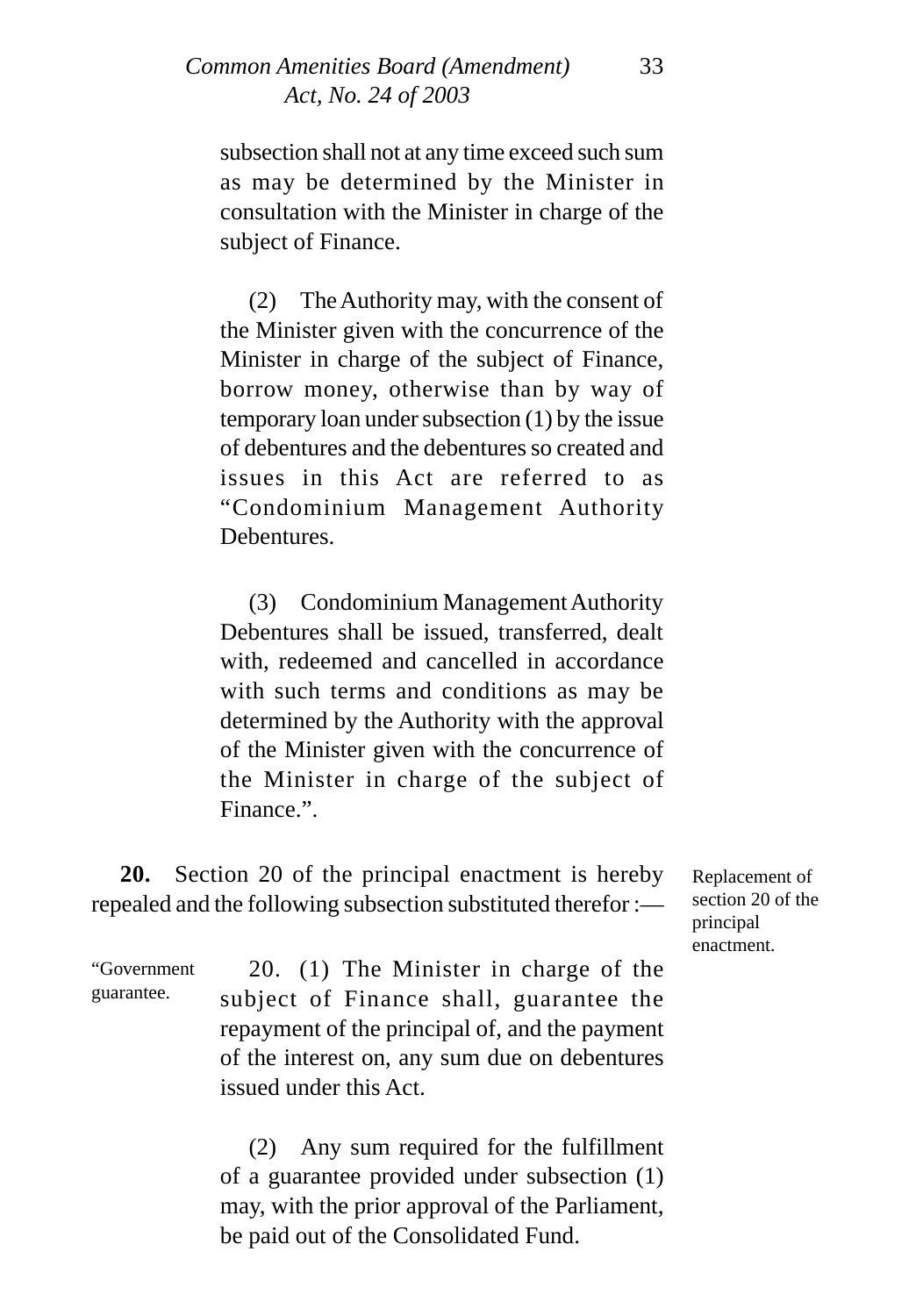subsection shall not at any time exceed such sum as may be determined by the Minister in consultation with the Minister in charge of the subject of Finance.

(2) The Authority may, with the consent of the Minister given with the concurrence of the Minister in charge of the subject of Finance, borrow money, otherwise than by way of temporary loan under subsection (1) by the issue of debentures and the debentures so created and issues in this Act are referred to as "Condominium Management Authority Debentures.

(3) Condominium Management Authority Debentures shall be issued, transferred, dealt with, redeemed and cancelled in accordance with such terms and conditions as may be determined by the Authority with the approval of the Minister given with the concurrence of the Minister in charge of the subject of Finance.".

Replacement of section 20 of the principal enactment.

**20.** Section 20 of the principal enactment is hereby repealed and the following subsection substituted therefor :—

"Government guarantee.

20. (1) The Minister in charge of the subject of Finance shall, guarantee the repayment of the principal of, and the payment of the interest on, any sum due on debentures issued under this Act.

(2) Any sum required for the fulfillment of a guarantee provided under subsection (1) may, with the prior approval of the Parliament, be paid out of the Consolidated Fund.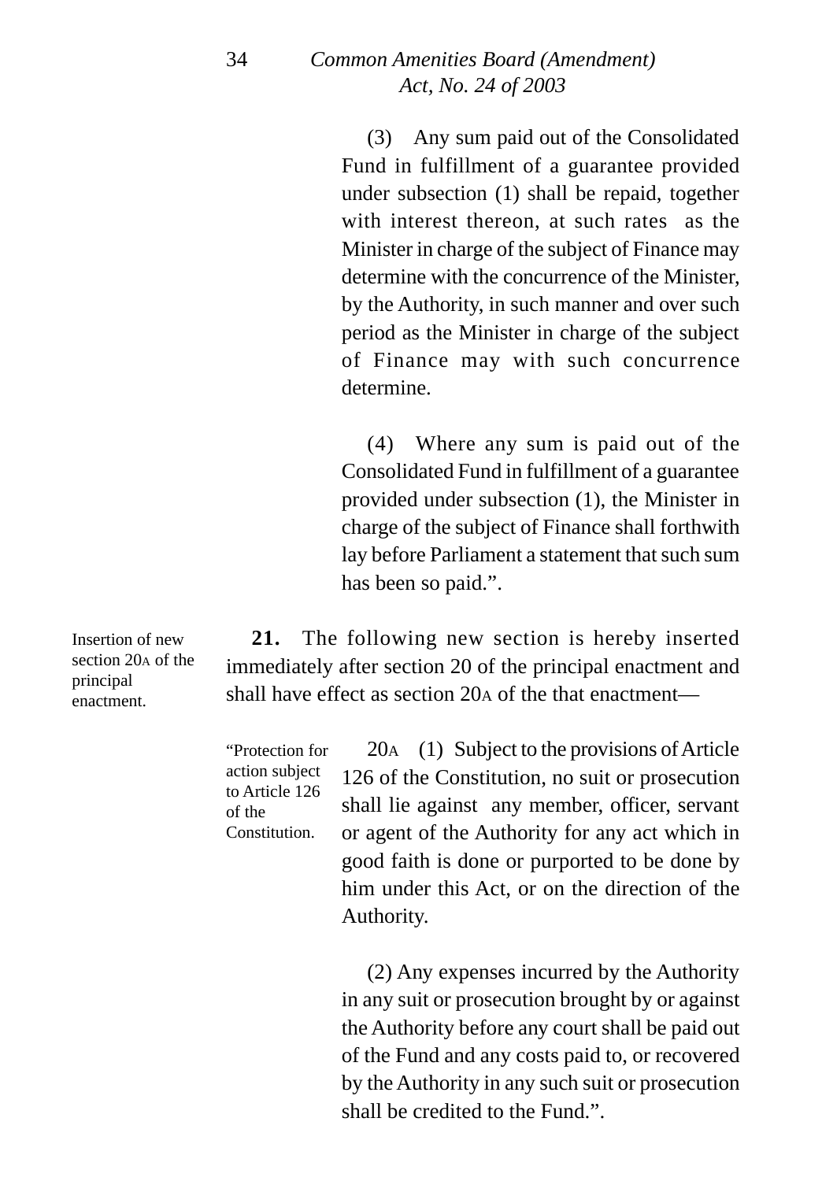(3) Any sum paid out of the Consolidated Fund in fulfillment of a guarantee provided under subsection (1) shall be repaid, together with interest thereon, at such rates as the Minister in charge of the subject of Finance may determine with the concurrence of the Minister, by the Authority, in such manner and over such period as the Minister in charge of the subject of Finance may with such concurrence determine.

(4) Where any sum is paid out of the Consolidated Fund in fulfillment of a guarantee provided under subsection (1), the Minister in charge of the subject of Finance shall forthwith lay before Parliament a statement that such sum has been so paid.".

Insertion of new section 20A of the principal enactment.

**21.** The following new section is hereby inserted immediately after section 20 of the principal enactment and shall have effect as section 20A of the that enactment—

"Protection for action subject to Article 126 of the Constitution.

20A (1) Subject to the provisions of Article 126 of the Constitution, no suit or prosecution shall lie against any member, officer, servant or agent of the Authority for any act which in good faith is done or purported to be done by him under this Act, or on the direction of the Authority.

(2) Any expenses incurred by the Authority in any suit or prosecution brought by or against the Authority before any court shall be paid out of the Fund and any costs paid to, or recovered by the Authority in any such suit or prosecution shall be credited to the Fund.".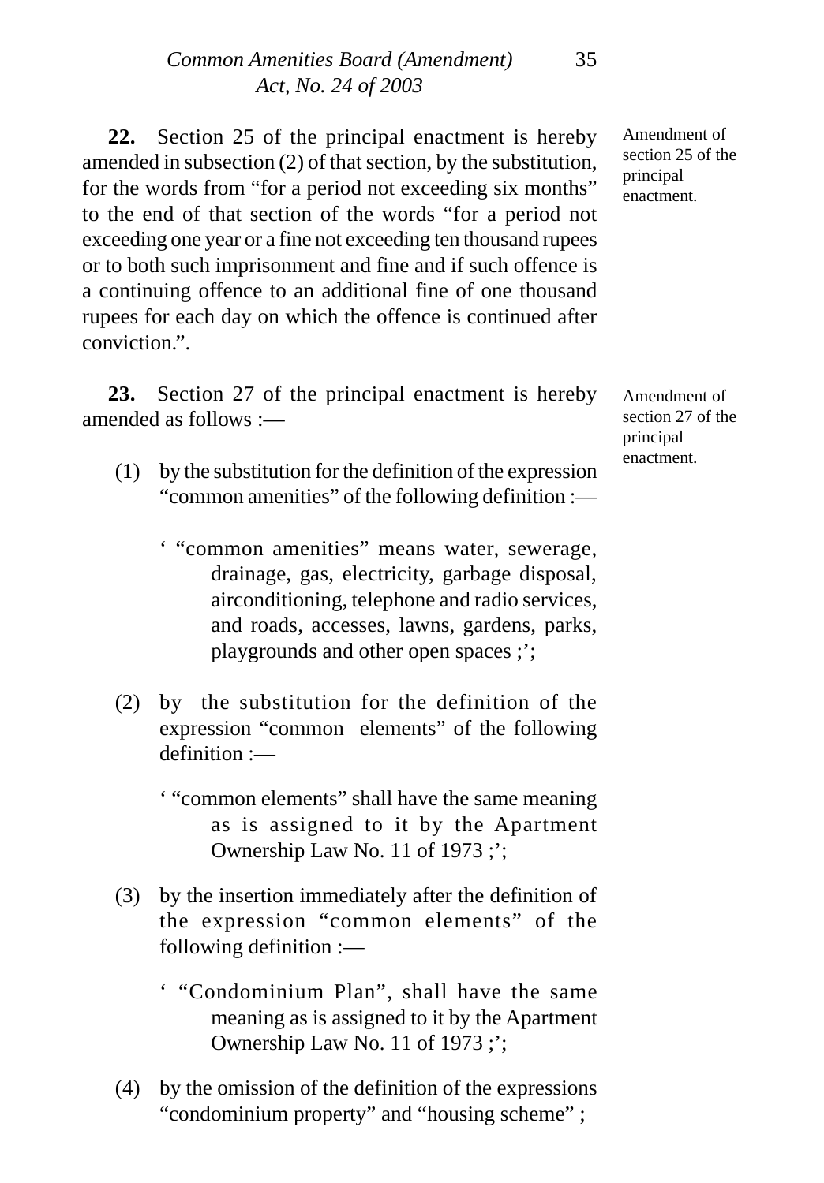**22.** Section 25 of the principal enactment is hereby amended in subsection (2) of that section, by the substitution, for the words from "for a period not exceeding six months" to the end of that section of the words "for a period not exceeding one year or a fine not exceeding ten thousand rupees or to both such imprisonment and fine and if such offence is a continuing offence to an additional fine of one thousand rupees for each day on which the offence is continued after conviction.".

Amendment of section 25 of the principal enactment.

**23.** Section 27 of the principal enactment is hereby amended as follows :—

Amendment of section 27 of the principal enactment.

(1) by the substitution for the definition of the expression "common amenities" of the following definition :—

' "common amenities" means water, sewerage, drainage, gas, electricity, garbage disposal, airconditioning, telephone and radio services, and roads, accesses, lawns, gardens, parks, playgrounds and other open spaces ;';

(2) by the substitution for the definition of the expression "common elements" of the following definition :—

' "common elements" shall have the same meaning as is assigned to it by the Apartment Ownership Law No. 11 of 1973 ;';

(3) by the insertion immediately after the definition of the expression "common elements" of the following definition :—

' "Condominium Plan", shall have the same meaning as is assigned to it by the Apartment Ownership Law No. 11 of 1973 ;';

(4) by the omission of the definition of the expressions "condominium property" and "housing scheme" ;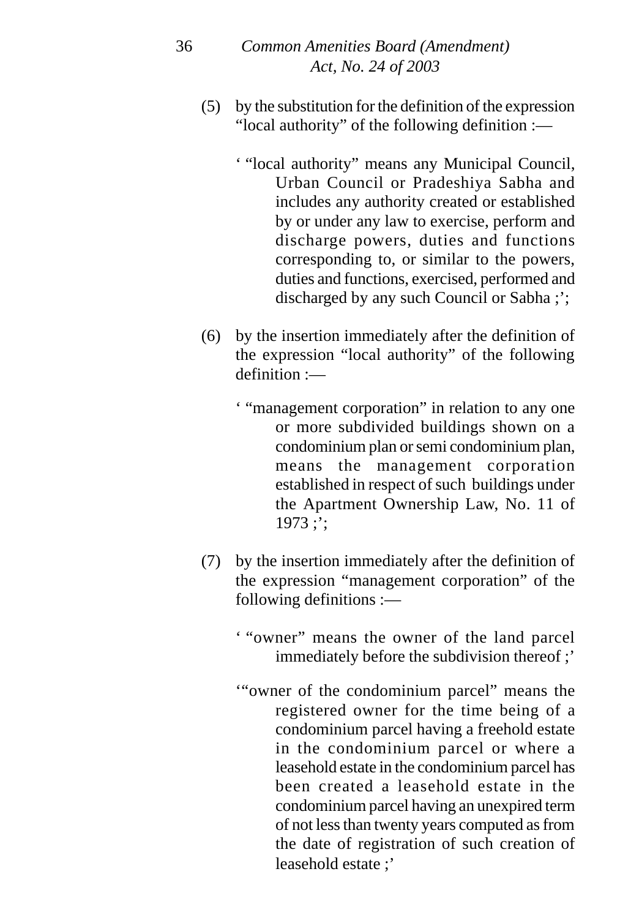(5) by the substitution for the definition of the expression "local authority" of the following definition :—

' "local authority" means any Municipal Council, Urban Council or Pradeshiya Sabha and includes any authority created or established by or under any law to exercise, perform and discharge powers, duties and functions corresponding to, or similar to the powers, duties and functions, exercised, performed and discharged by any such Council or Sabha ;';

(6) by the insertion immediately after the definition of the expression "local authority" of the following definition :—

' "management corporation" in relation to any one or more subdivided buildings shown on a condominium plan or semi condominium plan, means the management corporation established in respect of such buildings under the Apartment Ownership Law, No. 11 of 1973 ;';

(7) by the insertion immediately after the definition of the expression "management corporation" of the following definitions :—

' "owner" means the owner of the land parcel immediately before the subdivision thereof ;'

'"owner of the condominium parcel" means the registered owner for the time being of a condominium parcel having a freehold estate in the condominium parcel or where a leasehold estate in the condominium parcel has been created a leasehold estate in the condominium parcel having an unexpired term of not less than twenty years computed as from the date of registration of such creation of leasehold estate ;'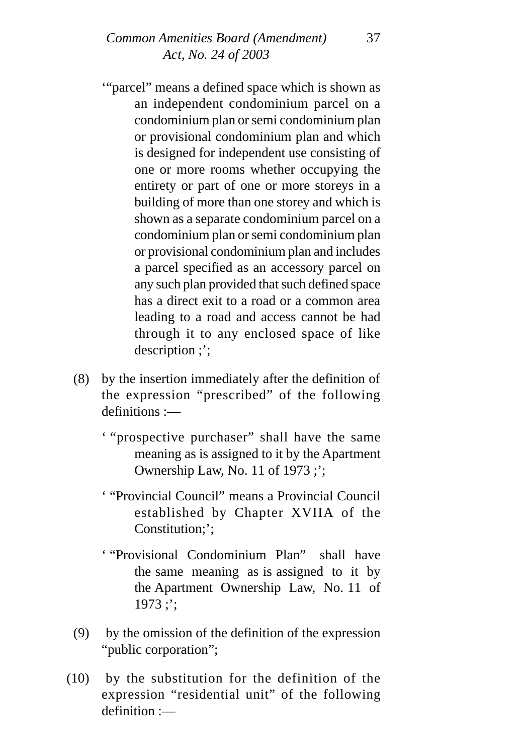'"parcel" means a defined space which is shown as an independent condominium parcel on a condominium plan or semi condominium plan or provisional condominium plan and which is designed for independent use consisting of one or more rooms whether occupying the entirety or part of one or more storeys in a building of more than one storey and which is shown as a separate condominium parcel on a condominium plan or semi condominium plan or provisional condominium plan and includes a parcel specified as an accessory parcel on any such plan provided that such defined space has a direct exit to a road or a common area leading to a road and access cannot be had through it to any enclosed space of like description ;';

(8) by the insertion immediately after the definition of the expression "prescribed" of the following definitions :—

' "prospective purchaser" shall have the same meaning as is assigned to it by the Apartment Ownership Law, No. 11 of 1973 ;';

' "Provincial Council" means a Provincial Council established by Chapter XVIIA of the Constitution;';

' "Provisional Condominium Plan" shall have the same meaning as is assigned to it by the Apartment Ownership Law, No. 11 of 1973 ;';

(9) by the omission of the definition of the expression "public corporation";

(10) by the substitution for the definition of the expression "residential unit" of the following definition :—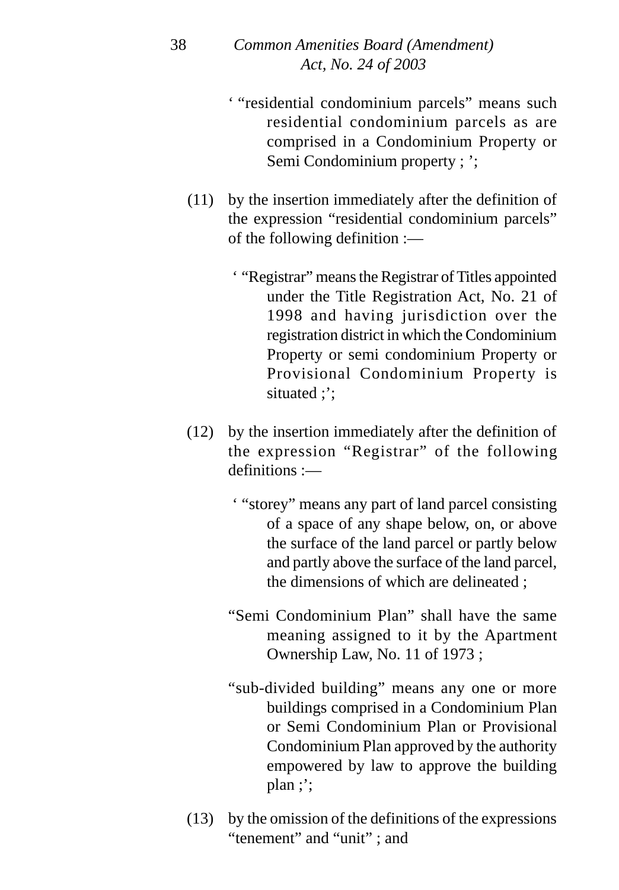‘ “residential condominium parcels” means such residential condominium parcels as are comprised in a Condominium Property or Semi Condominium property ; ’;

(11) by the insertion immediately after the definition of the expression “residential condominium parcels” of the following definition :—

‘ “Registrar” means the Registrar of Titles appointed under the Title Registration Act, No. 21 of 1998 and having jurisdiction over the registration district in which the Condominium Property or semi condominium Property or Provisional Condominium Property is situated ;’;

(12) by the insertion immediately after the definition of the expression “Registrar” of the following definitions :—

‘ “storey” means any part of land parcel consisting of a space of any shape below, on, or above the surface of the land parcel or partly below and partly above the surface of the land parcel, the dimensions of which are delineated ;

“Semi Condominium Plan” shall have the same meaning assigned to it by the Apartment Ownership Law, No. 11 of 1973 ;

“sub-divided building” means any one or more buildings comprised in a Condominium Plan or Semi Condominium Plan or Provisional Condominium Plan approved by the authority empowered by law to approve the building plan ;’;

(13) by the omission of the definitions of the expressions “tenement” and “unit” ; and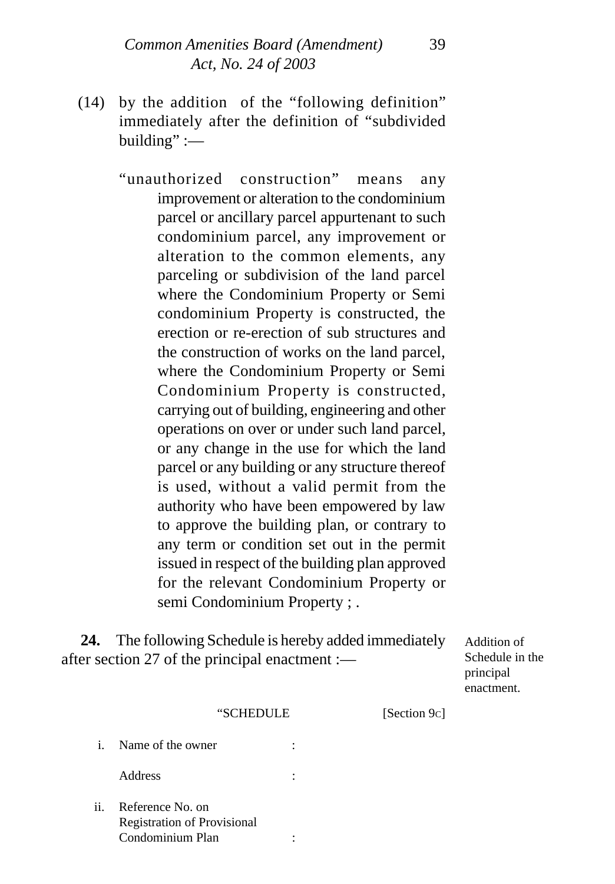(14) by the addition of the "following definition" immediately after the definition of "subdivided building" :—

"unauthorized construction" means any improvement or alteration to the condominium parcel or ancillary parcel appurtenant to such condominium parcel, any improvement or alteration to the common elements, any parceling or subdivision of the land parcel where the Condominium Property or Semi condominium Property is constructed, the erection or re-erection of sub structures and the construction of works on the land parcel, where the Condominium Property or Semi Condominium Property is constructed, carrying out of building, engineering and other operations on over or under such land parcel, or any change in the use for which the land parcel or any building or any structure thereof is used, without a valid permit from the authority who have been empowered by law to approve the building plan, or contrary to any term or condition set out in the permit issued in respect of the building plan approved for the relevant Condominium Property or semi Condominium Property ; .

Addition of Schedule in the principal enactment.

**24.** The following Schedule is hereby added immediately after section 27 of the principal enactment :—

"SCHEDULE [Section 9C]

i. Name of the owner :

Address :

ii. Reference No. on Registration of Provisional Condominium Plan :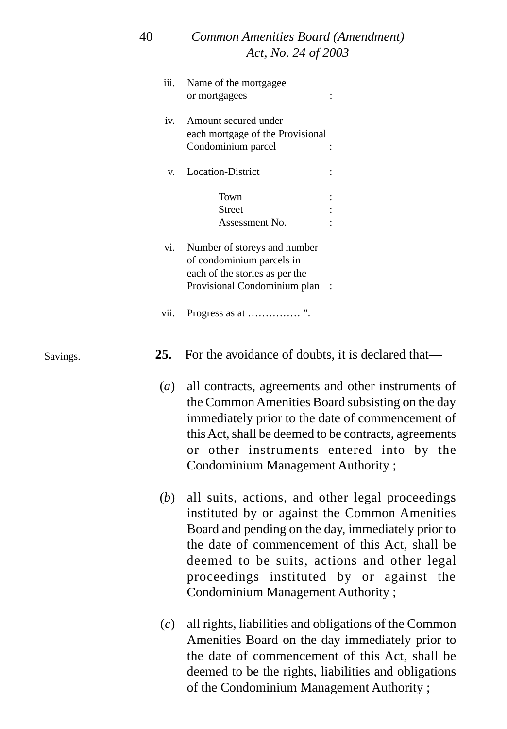iii. Name of the mortgagee or mortgagees :

iv. Amount secured under each mortgage of the Provisional Condominium parcel :

v. Location-District :

Town :
Street :
Assessment No. :

vi. Number of storeys and number of condominium parcels in each of the stories as per the Provisional Condominium plan :

vii. Progress as at …………… ”.

Savings.

**25.** For the avoidance of doubts, it is declared that—

(*a*) all contracts, agreements and other instruments of the Common Amenities Board subsisting on the day immediately prior to the date of commencement of this Act, shall be deemed to be contracts, agreements or other instruments entered into by the Condominium Management Authority ;

(*b*) all suits, actions, and other legal proceedings instituted by or against the Common Amenities Board and pending on the day, immediately prior to the date of commencement of this Act, shall be deemed to be suits, actions and other legal proceedings instituted by or against the Condominium Management Authority ;

(*c*) all rights, liabilities and obligations of the Common Amenities Board on the day immediately prior to the date of commencement of this Act, shall be deemed to be the rights, liabilities and obligations of the Condominium Management Authority ;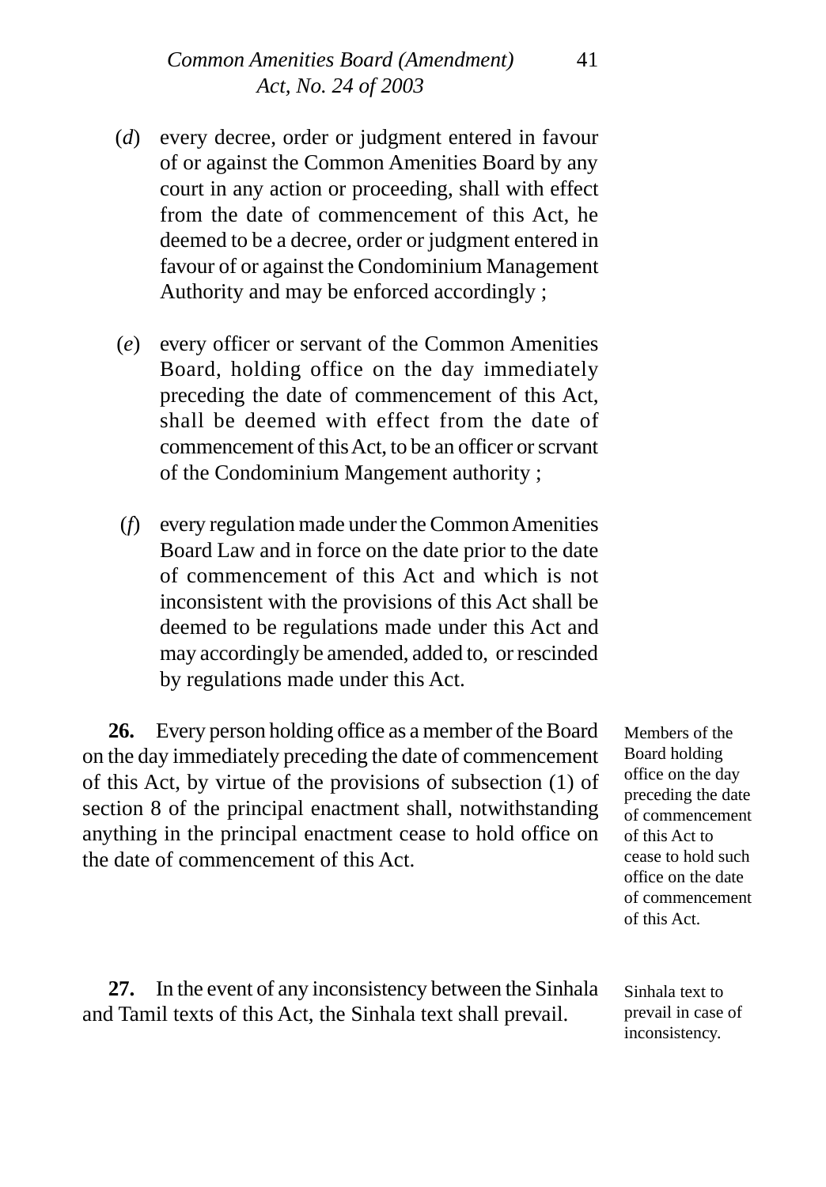(*d*) every decree, order or judgment entered in favour of or against the Common Amenities Board by any court in any action or proceeding, shall with effect from the date of commencement of this Act, he deemed to be a decree, order or judgment entered in favour of or against the Condominium Management Authority and may be enforced accordingly ;

(*e*) every officer or servant of the Common Amenities Board, holding office on the day immediately preceding the date of commencement of this Act, shall be deemed with effect from the date of commencement of this Act, to be an officer or scrvant of the Condominium Mangement authority ;

(*f*) every regulation made under the Common Amenities Board Law and in force on the date prior to the date of commencement of this Act and which is not inconsistent with the provisions of this Act shall be deemed to be regulations made under this Act and may accordingly be amended, added to, or rescinded by regulations made under this Act.

Members of the Board holding office on the day preceding the date of commencement of this Act to cease to hold such office on the date of commencement of this Act.

**26.** Every person holding office as a member of the Board on the day immediately preceding the date of commencement of this Act, by virtue of the provisions of subsection (1) of section 8 of the principal enactment shall, notwithstanding anything in the principal enactment cease to hold office on the date of commencement of this Act.

Sinhala text to prevail in case of inconsistency.

**27.** In the event of any inconsistency between the Sinhala and Tamil texts of this Act, the Sinhala text shall prevail.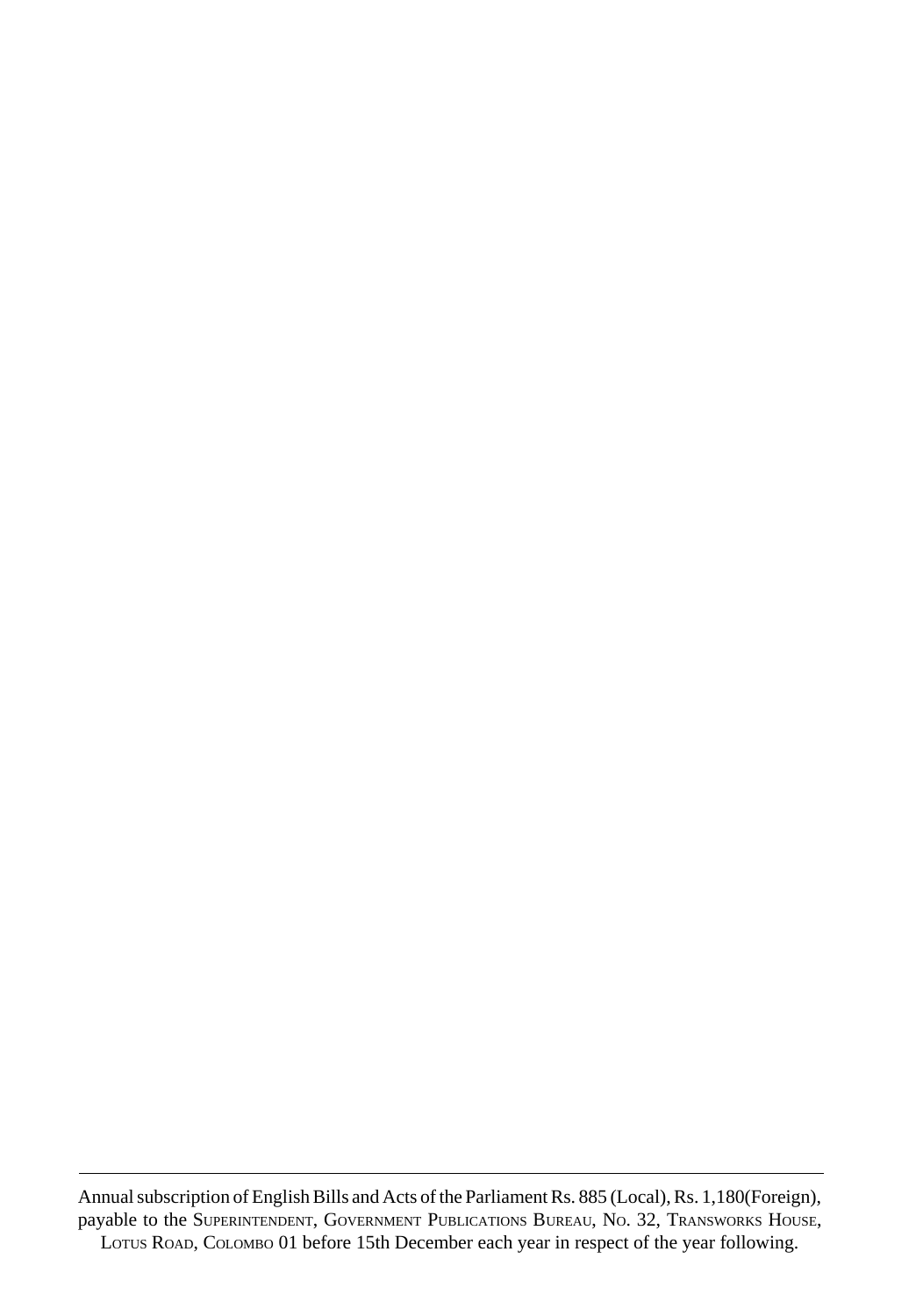Annual subscription of English Bills and Acts of the Parliament Rs. 885 (Local), Rs. 1,180(Foreign), payable to the SUPERINTENDENT, GOVERNMENT PUBLICATIONS BUREAU, NO. 32, TRANSWORKS HOUSE, LOTUS ROAD, COLOMBO 01 before 15th December each year in respect of the year following.